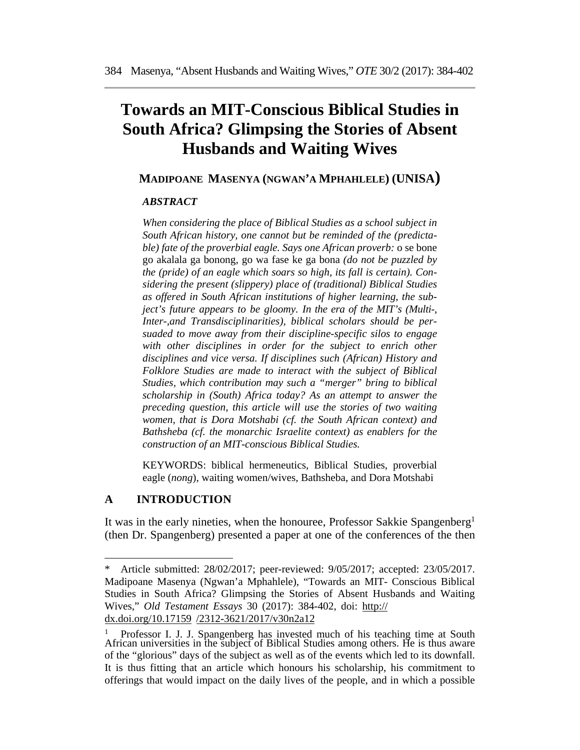# Towards an MIT-Conscious Biblical Studies in South Africa? Glimpsing the Stories of Absent Husbands and Waiting Wives

**MADIPOANE MASENYA (NGWAN'A MPHAHLELE) (UNISA)**

***ABSTRACT***

*When considering the place of Biblical Studies as a school subject in South African history, one cannot but be reminded of the (predictable) fate of the proverbial eagle. Says one African proverb:* o se bone go akalala ga bonong, go wa fase ke ga bona *(do not be puzzled by the (pride) of an eagle which soars so high, its fall is certain). Considering the present (slippery) place of (traditional) Biblical Studies as offered in South African institutions of higher learning, the subject's future appears to be gloomy. In the era of the MIT's (Multi-, Inter-,and Transdisciplinarities), biblical scholars should be persuaded to move away from their discipline-specific silos to engage with other disciplines in order for the subject to enrich other disciplines and vice versa. If disciplines such (African) History and Folklore Studies are made to interact with the subject of Biblical Studies, which contribution may such a "merger" bring to biblical scholarship in (South) Africa today? As an attempt to answer the preceding question, this article will use the stories of two waiting women, that is Dora Motshabi (cf. the South African context) and Bathsheba (cf. the monarchic Israelite context) as enablers for the construction of an MIT-conscious Biblical Studies.*

KEYWORDS: biblical hermeneutics, Biblical Studies, proverbial eagle (*nong*), waiting women/wives, Bathsheba, and Dora Motshabi

## A INTRODUCTION

It was in the early nineties, when the honouree, Professor Sakkie Spangenberg[1] (then Dr. Spangenberg) presented a paper at one of the conferences of the then

---

\* Article submitted: 28/02/2017; peer-reviewed: 9/05/2017; accepted: 23/05/2017. Madipoane Masenya (Ngwan'a Mphahlele), "Towards an MIT- Conscious Biblical Studies in South Africa? Glimpsing the Stories of Absent Husbands and Waiting Wives," *Old Testament Essays* 30 (2017): 384-402, doi: http://dx.doi.org/10.17159 /2312-3621/2017/v30n2a12

[1] Professor I. J. J. Spangenberg has invested much of his teaching time at South African universities in the subject of Biblical Studies among others. He is thus aware of the "glorious" days of the subject as well as of the events which led to its downfall. It is thus fitting that an article which honours his scholarship, his commitment to offerings that would impact on the daily lives of the people, and in which a possible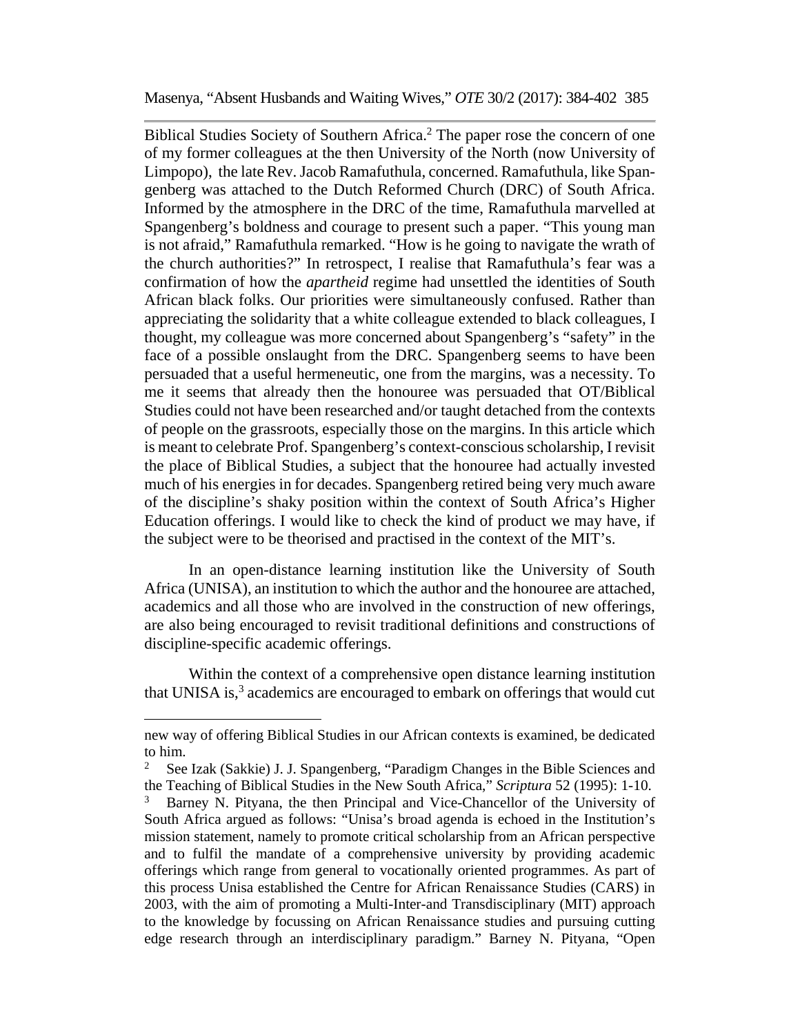Biblical Studies Society of Southern Africa.[2] The paper rose the concern of one of my former colleagues at the then University of the North (now University of Limpopo), the late Rev. Jacob Ramafuthula, concerned. Ramafuthula, like Spangenberg was attached to the Dutch Reformed Church (DRC) of South Africa. Informed by the atmosphere in the DRC of the time, Ramafuthula marvelled at Spangenberg's boldness and courage to present such a paper. "This young man is not afraid," Ramafuthula remarked. "How is he going to navigate the wrath of the church authorities?" In retrospect, I realise that Ramafuthula's fear was a confirmation of how the *apartheid* regime had unsettled the identities of South African black folks. Our priorities were simultaneously confused. Rather than appreciating the solidarity that a white colleague extended to black colleagues, I thought, my colleague was more concerned about Spangenberg's "safety" in the face of a possible onslaught from the DRC. Spangenberg seems to have been persuaded that a useful hermeneutic, one from the margins, was a necessity. To me it seems that already then the honouree was persuaded that OT/Biblical Studies could not have been researched and/or taught detached from the contexts of people on the grassroots, especially those on the margins. In this article which is meant to celebrate Prof. Spangenberg's context-conscious scholarship, I revisit the place of Biblical Studies, a subject that the honouree had actually invested much of his energies in for decades. Spangenberg retired being very much aware of the discipline's shaky position within the context of South Africa's Higher Education offerings. I would like to check the kind of product we may have, if the subject were to be theorised and practised in the context of the MIT's.

In an open-distance learning institution like the University of South Africa (UNISA), an institution to which the author and the honouree are attached, academics and all those who are involved in the construction of new offerings, are also being encouraged to revisit traditional definitions and constructions of discipline-specific academic offerings.

Within the context of a comprehensive open distance learning institution that UNISA is,[3] academics are encouraged to embark on offerings that would cut

---

new way of offering Biblical Studies in our African contexts is examined, be dedicated to him.

[2] See Izak (Sakkie) J. J. Spangenberg, "Paradigm Changes in the Bible Sciences and the Teaching of Biblical Studies in the New South Africa," *Scriptura* 52 (1995): 1-10.

[3] Barney N. Pityana, the then Principal and Vice-Chancellor of the University of South Africa argued as follows: "Unisa's broad agenda is echoed in the Institution's mission statement, namely to promote critical scholarship from an African perspective and to fulfil the mandate of a comprehensive university by providing academic offerings which range from general to vocationally oriented programmes. As part of this process Unisa established the Centre for African Renaissance Studies (CARS) in 2003, with the aim of promoting a Multi-Inter-and Transdisciplinary (MIT) approach to the knowledge by focussing on African Renaissance studies and pursuing cutting edge research through an interdisciplinary paradigm." Barney N. Pityana, "Open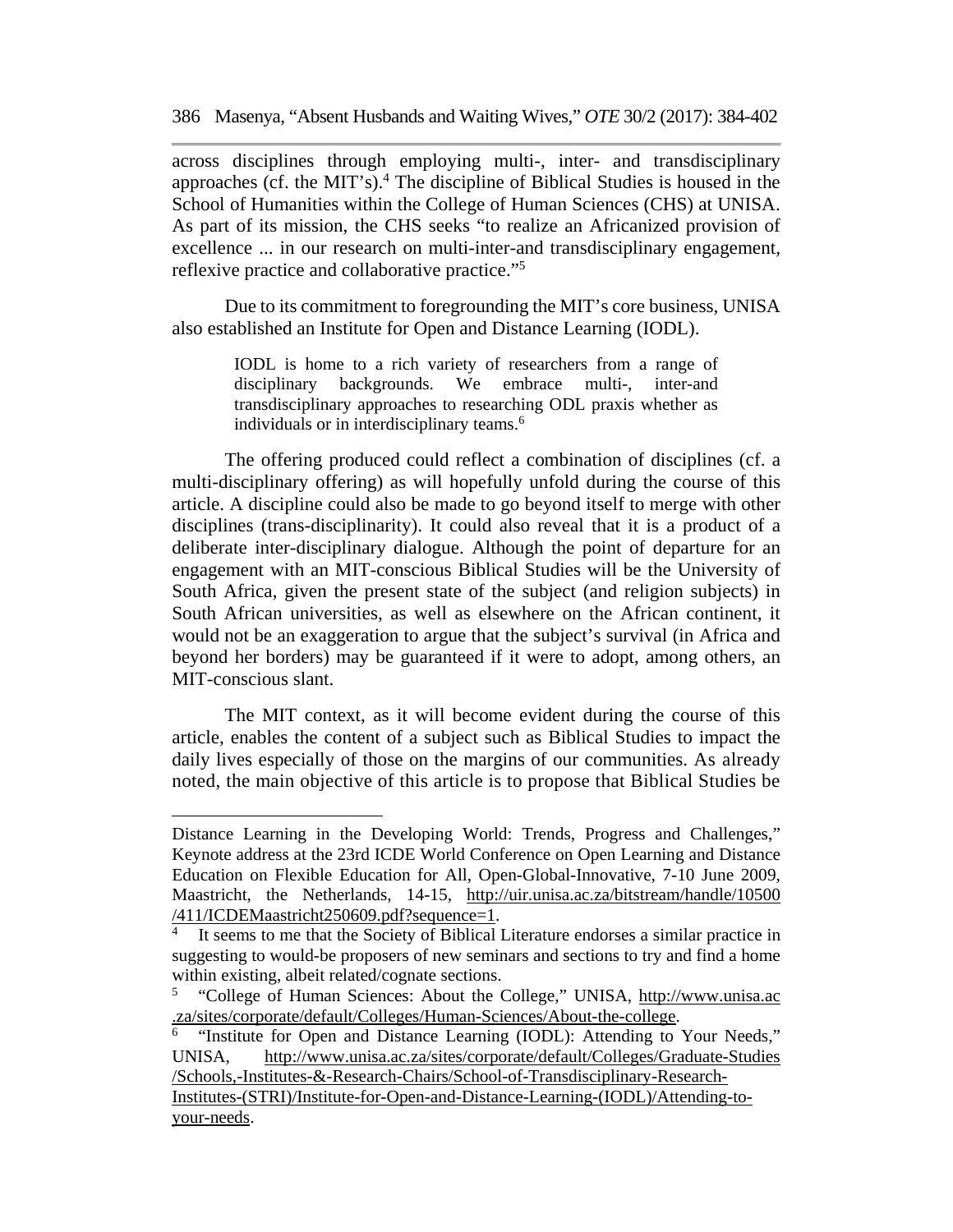across disciplines through employing multi-, inter- and transdisciplinary approaches (cf. the MIT's).[4] The discipline of Biblical Studies is housed in the School of Humanities within the College of Human Sciences (CHS) at UNISA. As part of its mission, the CHS seeks "to realize an Africanized provision of excellence ... in our research on multi-inter-and transdisciplinary engagement, reflexive practice and collaborative practice."[5]

Due to its commitment to foregrounding the MIT's core business, UNISA also established an Institute for Open and Distance Learning (IODL).

> IODL is home to a rich variety of researchers from a range of disciplinary backgrounds. We embrace multi-, inter-and transdisciplinary approaches to researching ODL praxis whether as individuals or in interdisciplinary teams.[6]

The offering produced could reflect a combination of disciplines (cf. a multi-disciplinary offering) as will hopefully unfold during the course of this article. A discipline could also be made to go beyond itself to merge with other disciplines (trans-disciplinarity). It could also reveal that it is a product of a deliberate inter-disciplinary dialogue. Although the point of departure for an engagement with an MIT-conscious Biblical Studies will be the University of South Africa, given the present state of the subject (and religion subjects) in South African universities, as well as elsewhere on the African continent, it would not be an exaggeration to argue that the subject's survival (in Africa and beyond her borders) may be guaranteed if it were to adopt, among others, an MIT-conscious slant.

The MIT context, as it will become evident during the course of this article, enables the content of a subject such as Biblical Studies to impact the daily lives especially of those on the margins of our communities. As already noted, the main objective of this article is to propose that Biblical Studies be

---

Distance Learning in the Developing World: Trends, Progress and Challenges," Keynote address at the 23rd ICDE World Conference on Open Learning and Distance Education on Flexible Education for All, Open-Global-Innovative, 7-10 June 2009, Maastricht, the Netherlands, 14-15, http://uir.unisa.ac.za/bitstream/handle/10500/411/ICDEMaastricht250609.pdf?sequence=1.

[4] It seems to me that the Society of Biblical Literature endorses a similar practice in suggesting to would-be proposers of new seminars and sections to try and find a home within existing, albeit related/cognate sections.

[5] "College of Human Sciences: About the College," UNISA, http://www.unisa.ac.za/sites/corporate/default/Colleges/Human-Sciences/About-the-college.

[6] "Institute for Open and Distance Learning (IODL): Attending to Your Needs," UNISA, http://www.unisa.ac.za/sites/corporate/default/Colleges/Graduate-Studies/Schools,-Institutes-&-Research-Chairs/School-of-Transdisciplinary-Research-Institutes-(STRI)/Institute-for-Open-and-Distance-Learning-(IODL)/Attending-to-your-needs.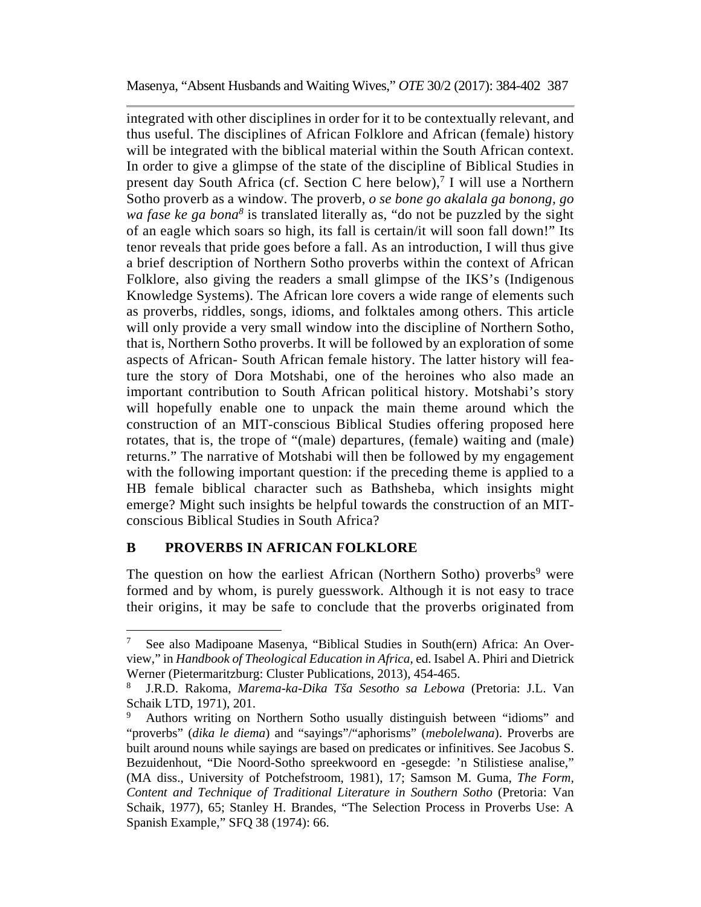integrated with other disciplines in order for it to be contextually relevant, and thus useful. The disciplines of African Folklore and African (female) history will be integrated with the biblical material within the South African context. In order to give a glimpse of the state of the discipline of Biblical Studies in present day South Africa (cf. Section C here below),[7] I will use a Northern Sotho proverb as a window. The proverb, *o se bone go akalala ga bonong, go wa fase ke ga bona*[8] is translated literally as, "do not be puzzled by the sight of an eagle which soars so high, its fall is certain/it will soon fall down!" Its tenor reveals that pride goes before a fall. As an introduction, I will thus give a brief description of Northern Sotho proverbs within the context of African Folklore, also giving the readers a small glimpse of the IKS's (Indigenous Knowledge Systems). The African lore covers a wide range of elements such as proverbs, riddles, songs, idioms, and folktales among others. This article will only provide a very small window into the discipline of Northern Sotho, that is, Northern Sotho proverbs. It will be followed by an exploration of some aspects of African- South African female history. The latter history will feature the story of Dora Motshabi, one of the heroines who also made an important contribution to South African political history. Motshabi's story will hopefully enable one to unpack the main theme around which the construction of an MIT-conscious Biblical Studies offering proposed here rotates, that is, the trope of "(male) departures, (female) waiting and (male) returns." The narrative of Motshabi will then be followed by my engagement with the following important question: if the preceding theme is applied to a HB female biblical character such as Bathsheba, which insights might emerge? Might such insights be helpful towards the construction of an MIT-conscious Biblical Studies in South Africa?

## B PROVERBS IN AFRICAN FOLKLORE

The question on how the earliest African (Northern Sotho) proverbs[9] were formed and by whom, is purely guesswork. Although it is not easy to trace their origins, it may be safe to conclude that the proverbs originated from

---

[7] See also Madipoane Masenya, "Biblical Studies in South(ern) Africa: An Overview," in *Handbook of Theological Education in Africa*, ed. Isabel A. Phiri and Dietrick Werner (Pietermaritzburg: Cluster Publications, 2013), 454-465.

[8] J.R.D. Rakoma, *Marema-ka-Dika Tša Sesotho sa Lebowa* (Pretoria: J.L. Van Schaik LTD, 1971), 201.

[9] Authors writing on Northern Sotho usually distinguish between "idioms" and "proverbs" (*dika le diema*) and "sayings"/"aphorisms" (*mebolelwana*). Proverbs are built around nouns while sayings are based on predicates or infinitives. See Jacobus S. Bezuidenhout, "Die Noord-Sotho spreekwoord en -gesegde: 'n Stilistiese analise," (MA diss., University of Potchefstroom, 1981), 17; Samson M. Guma, *The Form, Content and Technique of Traditional Literature in Southern Sotho* (Pretoria: Van Schaik, 1977), 65; Stanley H. Brandes, "The Selection Process in Proverbs Use: A Spanish Example," SFQ 38 (1974): 66.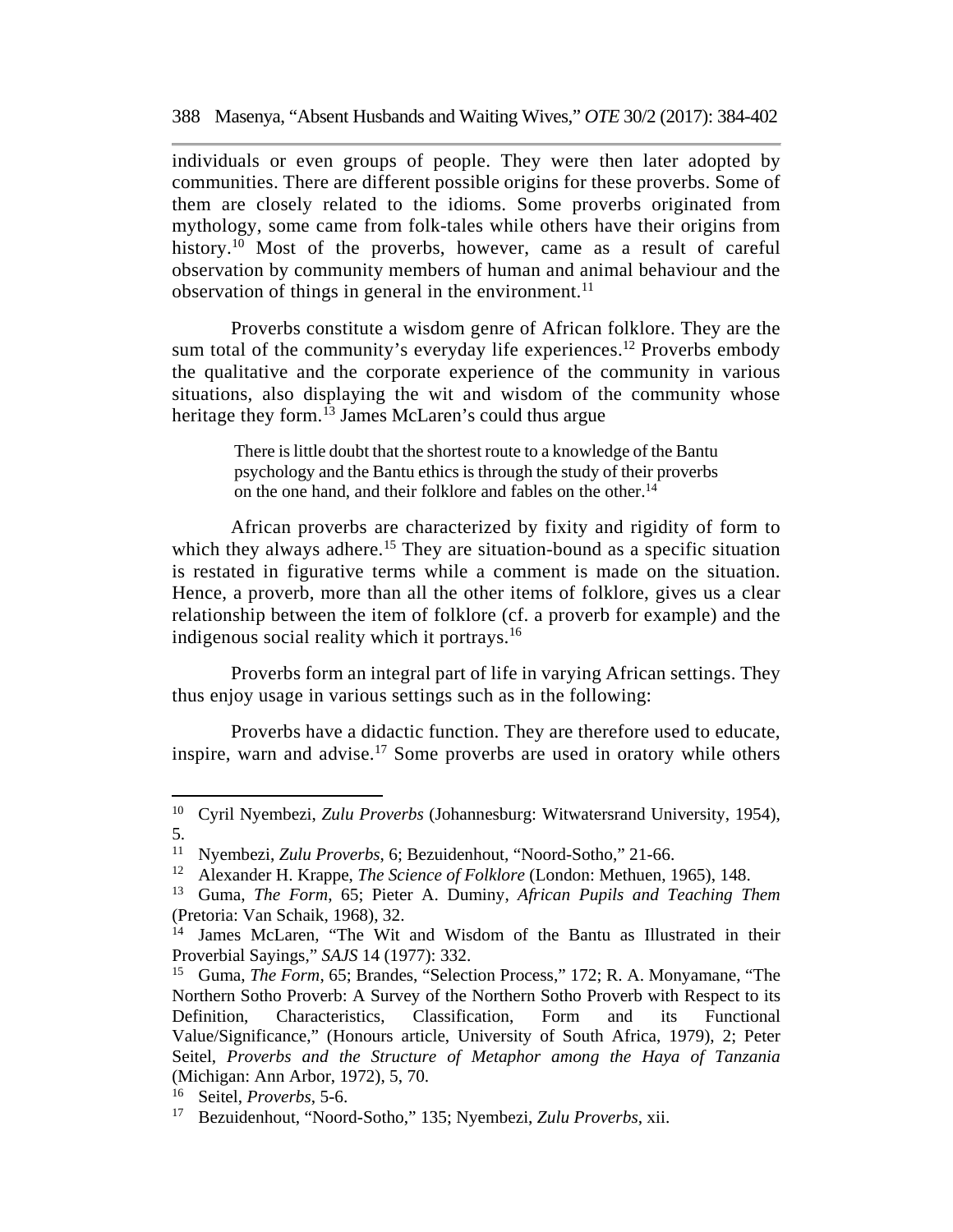individuals or even groups of people. They were then later adopted by communities. There are different possible origins for these proverbs. Some of them are closely related to the idioms. Some proverbs originated from mythology, some came from folk-tales while others have their origins from history.[10] Most of the proverbs, however, came as a result of careful observation by community members of human and animal behaviour and the observation of things in general in the environment.[11]

Proverbs constitute a wisdom genre of African folklore. They are the sum total of the community's everyday life experiences.[12] Proverbs embody the qualitative and the corporate experience of the community in various situations, also displaying the wit and wisdom of the community whose heritage they form.[13] James McLaren's could thus argue

> There is little doubt that the shortest route to a knowledge of the Bantu psychology and the Bantu ethics is through the study of their proverbs on the one hand, and their folklore and fables on the other.[14]

African proverbs are characterized by fixity and rigidity of form to which they always adhere.[15] They are situation-bound as a specific situation is restated in figurative terms while a comment is made on the situation. Hence, a proverb, more than all the other items of folklore, gives us a clear relationship between the item of folklore (cf. a proverb for example) and the indigenous social reality which it portrays.[16]

Proverbs form an integral part of life in varying African settings. They thus enjoy usage in various settings such as in the following:

Proverbs have a didactic function. They are therefore used to educate, inspire, warn and advise.[17] Some proverbs are used in oratory while others

---

[10] Cyril Nyembezi, *Zulu Proverbs* (Johannesburg: Witwatersrand University, 1954), 5.

[11] Nyembezi, *Zulu Proverbs*, 6; Bezuidenhout, "Noord-Sotho," 21-66.

[12] Alexander H. Krappe, *The Science of Folklore* (London: Methuen, 1965), 148.

[13] Guma, *The Form*, 65; Pieter A. Duminy, *African Pupils and Teaching Them* (Pretoria: Van Schaik, 1968), 32.

[14] James McLaren, "The Wit and Wisdom of the Bantu as Illustrated in their Proverbial Sayings," *SAJS* 14 (1977): 332.

[15] Guma, *The Form*, 65; Brandes, "Selection Process," 172; R. A. Monyamane, "The Northern Sotho Proverb: A Survey of the Northern Sotho Proverb with Respect to its Definition, Characteristics, Classification, Form and its Functional Value/Significance," (Honours article, University of South Africa, 1979), 2; Peter Seitel, *Proverbs and the Structure of Metaphor among the Haya of Tanzania* (Michigan: Ann Arbor, 1972), 5, 70.

[16] Seitel, *Proverbs*, 5-6.

[17] Bezuidenhout, "Noord-Sotho," 135; Nyembezi, *Zulu Proverbs*, xii.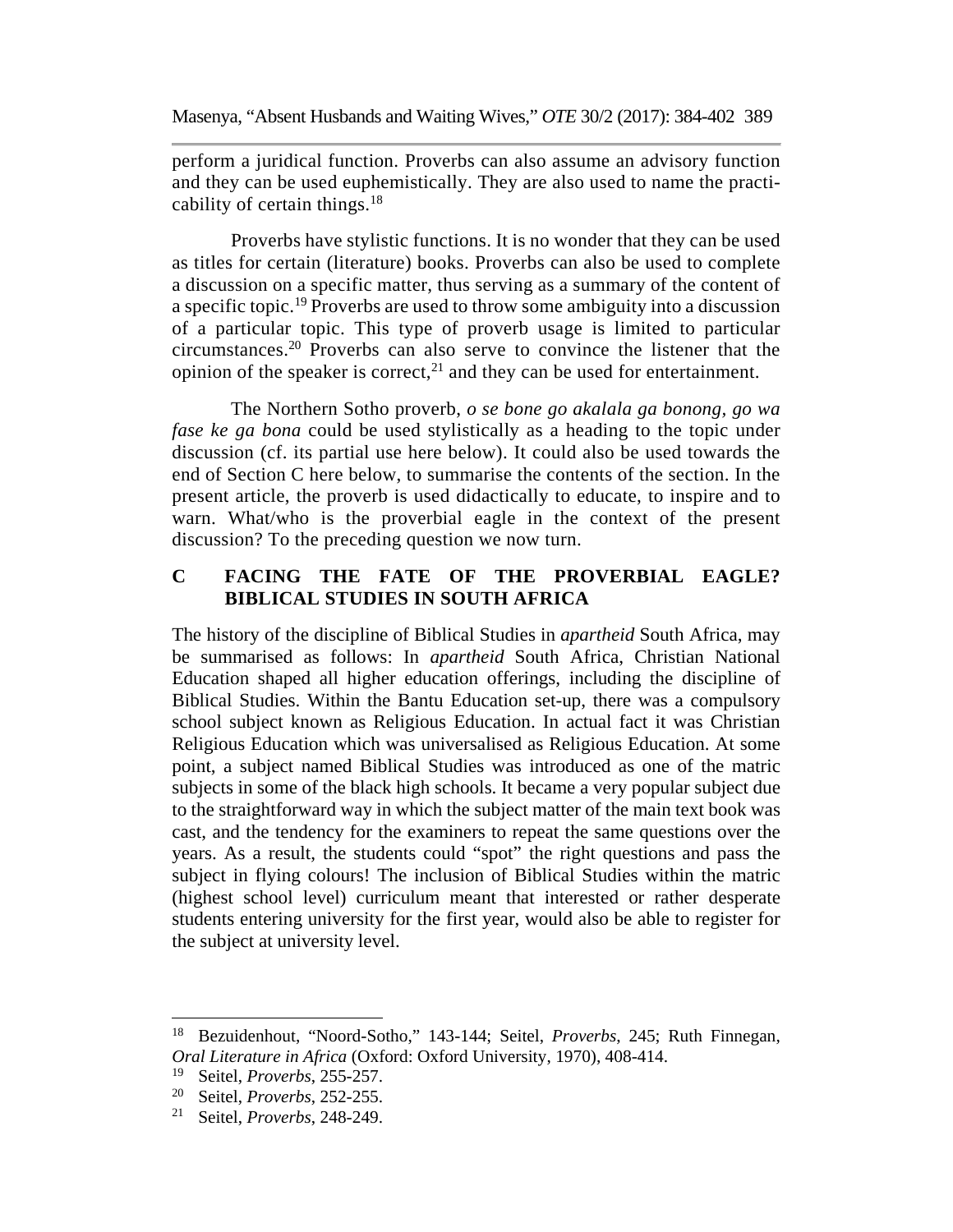perform a juridical function. Proverbs can also assume an advisory function and they can be used euphemistically. They are also used to name the practicability of certain things.[18]

Proverbs have stylistic functions. It is no wonder that they can be used as titles for certain (literature) books. Proverbs can also be used to complete a discussion on a specific matter, thus serving as a summary of the content of a specific topic.[19] Proverbs are used to throw some ambiguity into a discussion of a particular topic. This type of proverb usage is limited to particular circumstances.[20] Proverbs can also serve to convince the listener that the opinion of the speaker is correct,[21] and they can be used for entertainment.

The Northern Sotho proverb, *o se bone go akalala ga bonong, go wa fase ke ga bona* could be used stylistically as a heading to the topic under discussion (cf. its partial use here below). It could also be used towards the end of Section C here below, to summarise the contents of the section. In the present article, the proverb is used didactically to educate, to inspire and to warn. What/who is the proverbial eagle in the context of the present discussion? To the preceding question we now turn.

## C FACING THE FATE OF THE PROVERBIAL EAGLE? BIBLICAL STUDIES IN SOUTH AFRICA

The history of the discipline of Biblical Studies in *apartheid* South Africa, may be summarised as follows: In *apartheid* South Africa, Christian National Education shaped all higher education offerings, including the discipline of Biblical Studies. Within the Bantu Education set-up, there was a compulsory school subject known as Religious Education. In actual fact it was Christian Religious Education which was universalised as Religious Education. At some point, a subject named Biblical Studies was introduced as one of the matric subjects in some of the black high schools. It became a very popular subject due to the straightforward way in which the subject matter of the main text book was cast, and the tendency for the examiners to repeat the same questions over the years. As a result, the students could "spot" the right questions and pass the subject in flying colours! The inclusion of Biblical Studies within the matric (highest school level) curriculum meant that interested or rather desperate students entering university for the first year, would also be able to register for the subject at university level.

---

[18] Bezuidenhout, "Noord-Sotho," 143-144; Seitel, *Proverbs*, 245; Ruth Finnegan, *Oral Literature in Africa* (Oxford: Oxford University, 1970), 408-414.

[19] Seitel, *Proverbs*, 255-257.

[20] Seitel, *Proverbs*, 252-255.

[21] Seitel, *Proverbs*, 248-249.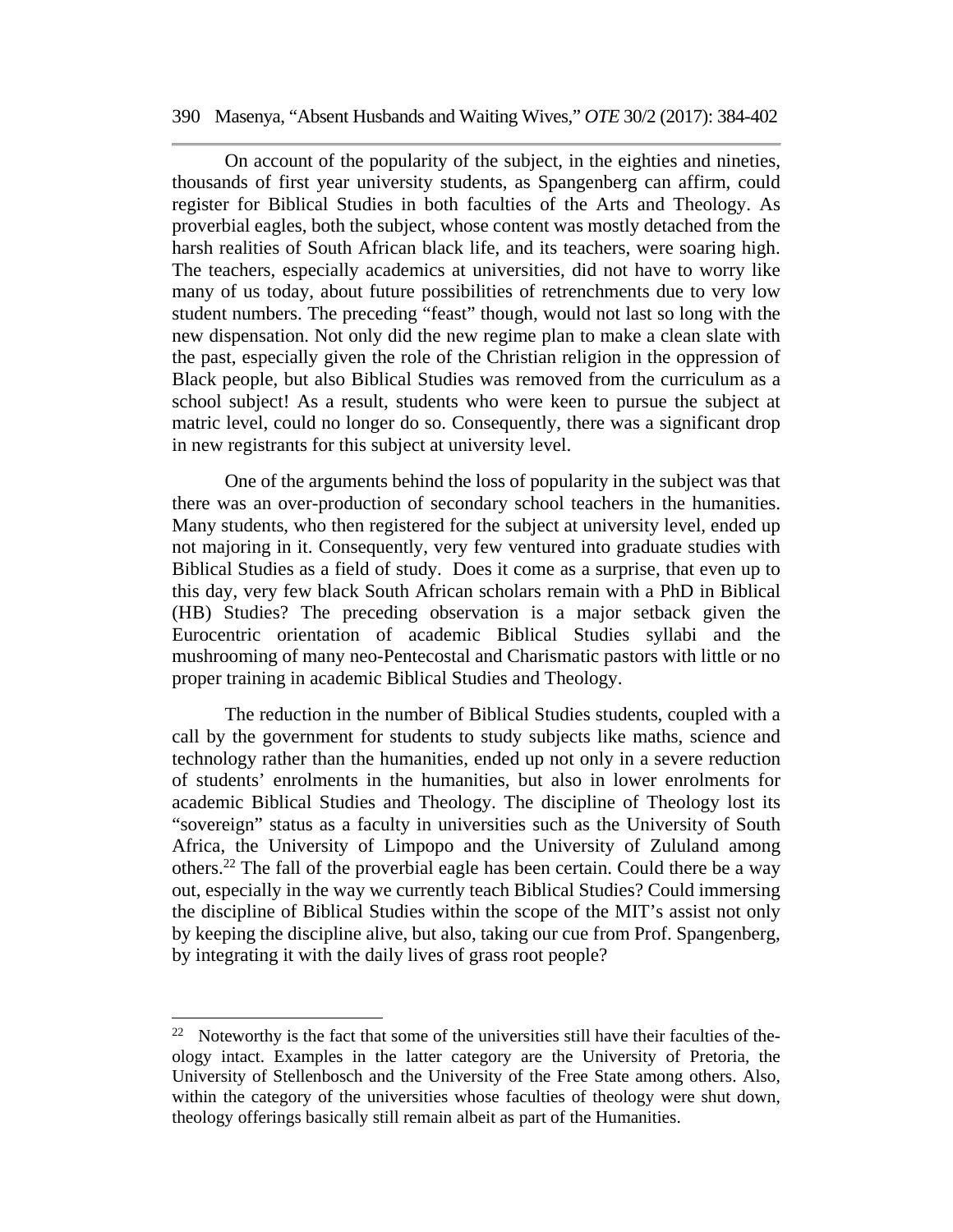On account of the popularity of the subject, in the eighties and nineties, thousands of first year university students, as Spangenberg can affirm, could register for Biblical Studies in both faculties of the Arts and Theology. As proverbial eagles, both the subject, whose content was mostly detached from the harsh realities of South African black life, and its teachers, were soaring high. The teachers, especially academics at universities, did not have to worry like many of us today, about future possibilities of retrenchments due to very low student numbers. The preceding "feast" though, would not last so long with the new dispensation. Not only did the new regime plan to make a clean slate with the past, especially given the role of the Christian religion in the oppression of Black people, but also Biblical Studies was removed from the curriculum as a school subject! As a result, students who were keen to pursue the subject at matric level, could no longer do so. Consequently, there was a significant drop in new registrants for this subject at university level.

One of the arguments behind the loss of popularity in the subject was that there was an over-production of secondary school teachers in the humanities. Many students, who then registered for the subject at university level, ended up not majoring in it. Consequently, very few ventured into graduate studies with Biblical Studies as a field of study. Does it come as a surprise, that even up to this day, very few black South African scholars remain with a PhD in Biblical (HB) Studies? The preceding observation is a major setback given the Eurocentric orientation of academic Biblical Studies syllabi and the mushrooming of many neo-Pentecostal and Charismatic pastors with little or no proper training in academic Biblical Studies and Theology.

The reduction in the number of Biblical Studies students, coupled with a call by the government for students to study subjects like maths, science and technology rather than the humanities, ended up not only in a severe reduction of students' enrolments in the humanities, but also in lower enrolments for academic Biblical Studies and Theology. The discipline of Theology lost its "sovereign" status as a faculty in universities such as the University of South Africa, the University of Limpopo and the University of Zululand among others.[22] The fall of the proverbial eagle has been certain. Could there be a way out, especially in the way we currently teach Biblical Studies? Could immersing the discipline of Biblical Studies within the scope of the MIT's assist not only by keeping the discipline alive, but also, taking our cue from Prof. Spangenberg, by integrating it with the daily lives of grass root people?

---

[22] Noteworthy is the fact that some of the universities still have their faculties of theology intact. Examples in the latter category are the University of Pretoria, the University of Stellenbosch and the University of the Free State among others. Also, within the category of the universities whose faculties of theology were shut down, theology offerings basically still remain albeit as part of the Humanities.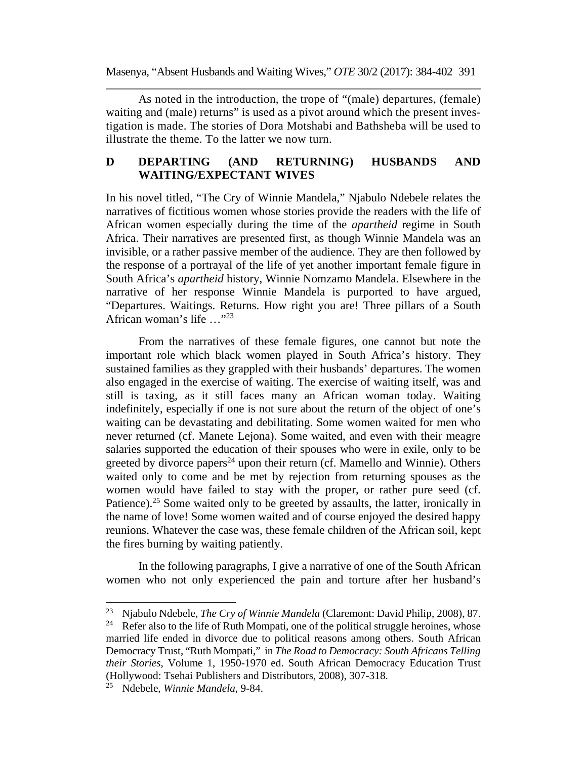As noted in the introduction, the trope of "(male) departures, (female) waiting and (male) returns" is used as a pivot around which the present investigation is made. The stories of Dora Motshabi and Bathsheba will be used to illustrate the theme. To the latter we now turn.

## D DEPARTING (AND RETURNING) HUSBANDS AND WAITING/EXPECTANT WIVES

In his novel titled, "The Cry of Winnie Mandela," Njabulo Ndebele relates the narratives of fictitious women whose stories provide the readers with the life of African women especially during the time of the *apartheid* regime in South Africa. Their narratives are presented first, as though Winnie Mandela was an invisible, or a rather passive member of the audience. They are then followed by the response of a portrayal of the life of yet another important female figure in South Africa's *apartheid* history, Winnie Nomzamo Mandela. Elsewhere in the narrative of her response Winnie Mandela is purported to have argued, "Departures. Waitings. Returns. How right you are! Three pillars of a South African woman's life …"[23]

From the narratives of these female figures, one cannot but note the important role which black women played in South Africa's history. They sustained families as they grappled with their husbands' departures. The women also engaged in the exercise of waiting. The exercise of waiting itself, was and still is taxing, as it still faces many an African woman today. Waiting indefinitely, especially if one is not sure about the return of the object of one's waiting can be devastating and debilitating. Some women waited for men who never returned (cf. Manete Lejona). Some waited, and even with their meagre salaries supported the education of their spouses who were in exile, only to be greeted by divorce papers[24] upon their return (cf. Mamello and Winnie). Others waited only to come and be met by rejection from returning spouses as the women would have failed to stay with the proper, or rather pure seed (cf. Patience).[25] Some waited only to be greeted by assaults, the latter, ironically in the name of love! Some women waited and of course enjoyed the desired happy reunions. Whatever the case was, these female children of the African soil, kept the fires burning by waiting patiently.

In the following paragraphs, I give a narrative of one of the South African women who not only experienced the pain and torture after her husband's

---

[23] Njabulo Ndebele, *The Cry of Winnie Mandela* (Claremont: David Philip, 2008), 87.

[24] Refer also to the life of Ruth Mompati, one of the political struggle heroines, whose married life ended in divorce due to political reasons among others. South African Democracy Trust, "Ruth Mompati," in *The Road to Democracy: South Africans Telling their Stories*, Volume 1, 1950-1970 ed. South African Democracy Education Trust (Hollywood: Tsehai Publishers and Distributors, 2008), 307-318.

[25] Ndebele, *Winnie Mandela*, 9-84.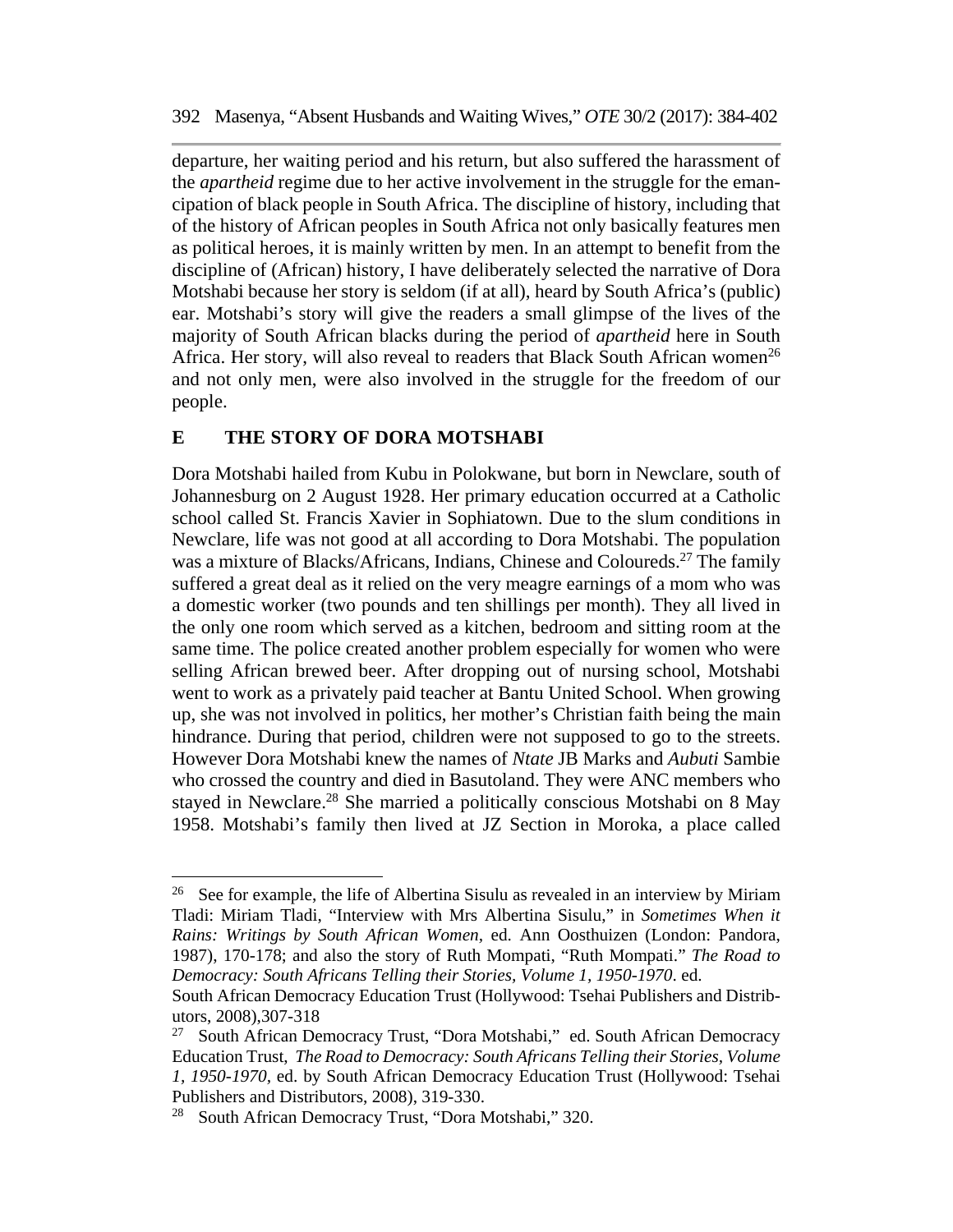departure, her waiting period and his return, but also suffered the harassment of the *apartheid* regime due to her active involvement in the struggle for the emancipation of black people in South Africa. The discipline of history, including that of the history of African peoples in South Africa not only basically features men as political heroes, it is mainly written by men. In an attempt to benefit from the discipline of (African) history, I have deliberately selected the narrative of Dora Motshabi because her story is seldom (if at all), heard by South Africa's (public) ear. Motshabi's story will give the readers a small glimpse of the lives of the majority of South African blacks during the period of *apartheid* here in South Africa. Her story, will also reveal to readers that Black South African women[26] and not only men, were also involved in the struggle for the freedom of our people.

## E THE STORY OF DORA MOTSHABI

Dora Motshabi hailed from Kubu in Polokwane, but born in Newclare, south of Johannesburg on 2 August 1928. Her primary education occurred at a Catholic school called St. Francis Xavier in Sophiatown. Due to the slum conditions in Newclare, life was not good at all according to Dora Motshabi. The population was a mixture of Blacks/Africans, Indians, Chinese and Coloureds.[27] The family suffered a great deal as it relied on the very meagre earnings of a mom who was a domestic worker (two pounds and ten shillings per month). They all lived in the only one room which served as a kitchen, bedroom and sitting room at the same time. The police created another problem especially for women who were selling African brewed beer. After dropping out of nursing school, Motshabi went to work as a privately paid teacher at Bantu United School. When growing up, she was not involved in politics, her mother's Christian faith being the main hindrance. During that period, children were not supposed to go to the streets. However Dora Motshabi knew the names of *Ntate* JB Marks and *Aubuti* Sambie who crossed the country and died in Basutoland. They were ANC members who stayed in Newclare.[28] She married a politically conscious Motshabi on 8 May 1958. Motshabi's family then lived at JZ Section in Moroka, a place called

---

[26] See for example, the life of Albertina Sisulu as revealed in an interview by Miriam Tladi: Miriam Tladi, "Interview with Mrs Albertina Sisulu," in *Sometimes When it Rains: Writings by South African Women,* ed. Ann Oosthuizen (London: Pandora, 1987), 170-178; and also the story of Ruth Mompati, "Ruth Mompati." *The Road to Democracy: South Africans Telling their Stories, Volume 1, 1950-1970*. ed. South African Democracy Education Trust (Hollywood: Tsehai Publishers and Distributors, 2008),307-318

[27] South African Democracy Trust, "Dora Motshabi," ed. South African Democracy Education Trust, *The Road to Democracy: South Africans Telling their Stories, Volume 1, 1950-1970,* ed. by South African Democracy Education Trust (Hollywood: Tsehai Publishers and Distributors, 2008), 319-330.

[28] South African Democracy Trust, "Dora Motshabi," 320.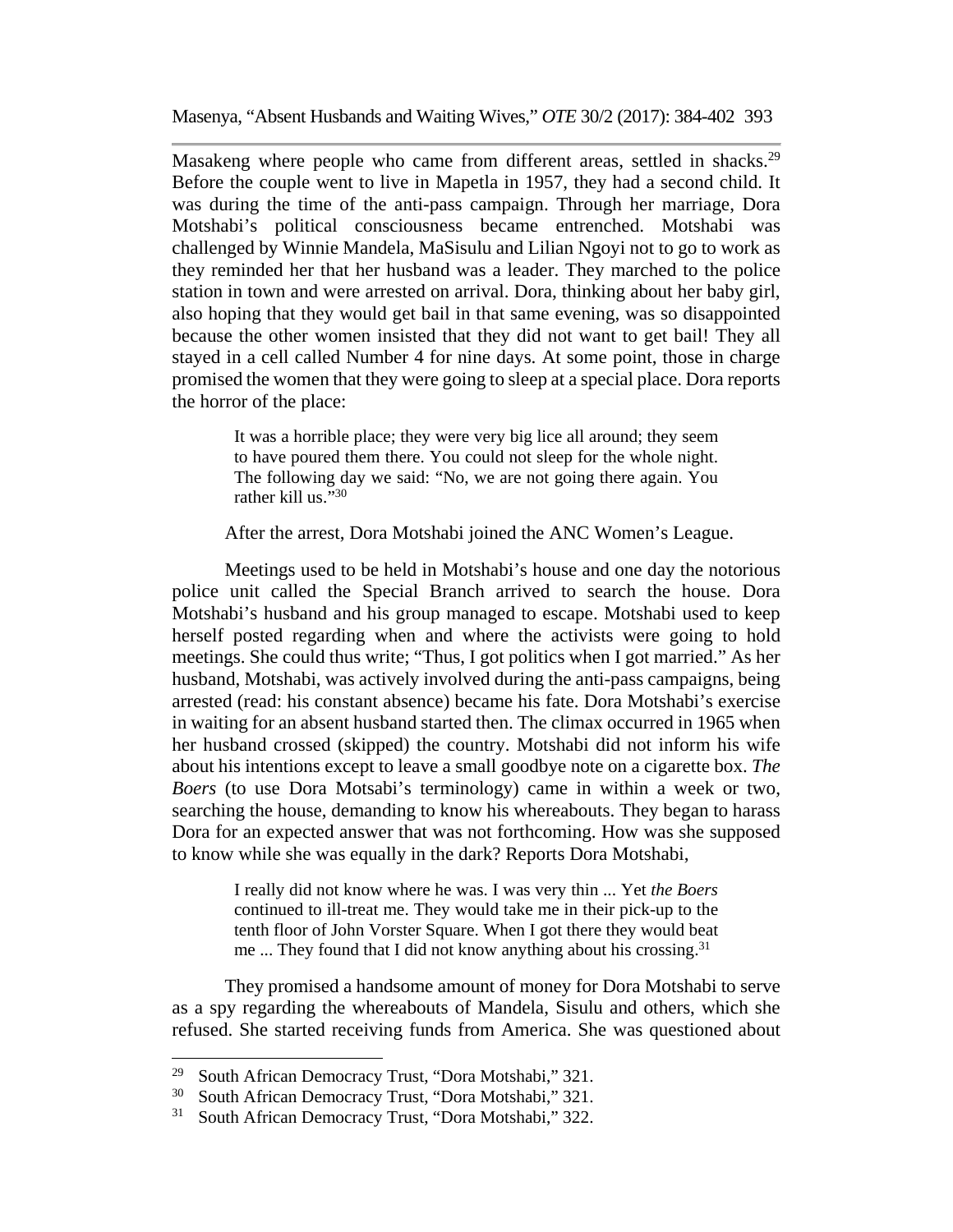Masakeng where people who came from different areas, settled in shacks.[29] Before the couple went to live in Mapetla in 1957, they had a second child. It was during the time of the anti-pass campaign. Through her marriage, Dora Motshabi's political consciousness became entrenched. Motshabi was challenged by Winnie Mandela, MaSisulu and Lilian Ngoyi not to go to work as they reminded her that her husband was a leader. They marched to the police station in town and were arrested on arrival. Dora, thinking about her baby girl, also hoping that they would get bail in that same evening, was so disappointed because the other women insisted that they did not want to get bail! They all stayed in a cell called Number 4 for nine days. At some point, those in charge promised the women that they were going to sleep at a special place. Dora reports the horror of the place:

> It was a horrible place; they were very big lice all around; they seem to have poured them there. You could not sleep for the whole night. The following day we said: "No, we are not going there again. You rather kill us."[30]

After the arrest, Dora Motshabi joined the ANC Women's League.

Meetings used to be held in Motshabi's house and one day the notorious police unit called the Special Branch arrived to search the house. Dora Motshabi's husband and his group managed to escape. Motshabi used to keep herself posted regarding when and where the activists were going to hold meetings. She could thus write; "Thus, I got politics when I got married." As her husband, Motshabi, was actively involved during the anti-pass campaigns, being arrested (read: his constant absence) became his fate. Dora Motshabi's exercise in waiting for an absent husband started then. The climax occurred in 1965 when her husband crossed (skipped) the country. Motshabi did not inform his wife about his intentions except to leave a small goodbye note on a cigarette box. *The Boers* (to use Dora Motsabi's terminology) came in within a week or two, searching the house, demanding to know his whereabouts. They began to harass Dora for an expected answer that was not forthcoming. How was she supposed to know while she was equally in the dark? Reports Dora Motshabi,

> I really did not know where he was. I was very thin ... Yet *the Boers* continued to ill-treat me. They would take me in their pick-up to the tenth floor of John Vorster Square. When I got there they would beat me ... They found that I did not know anything about his crossing.[31]

They promised a handsome amount of money for Dora Motshabi to serve as a spy regarding the whereabouts of Mandela, Sisulu and others, which she refused. She started receiving funds from America. She was questioned about

---

[29] South African Democracy Trust, "Dora Motshabi," 321.

[30] South African Democracy Trust, "Dora Motshabi," 321.

[31] South African Democracy Trust, "Dora Motshabi," 322.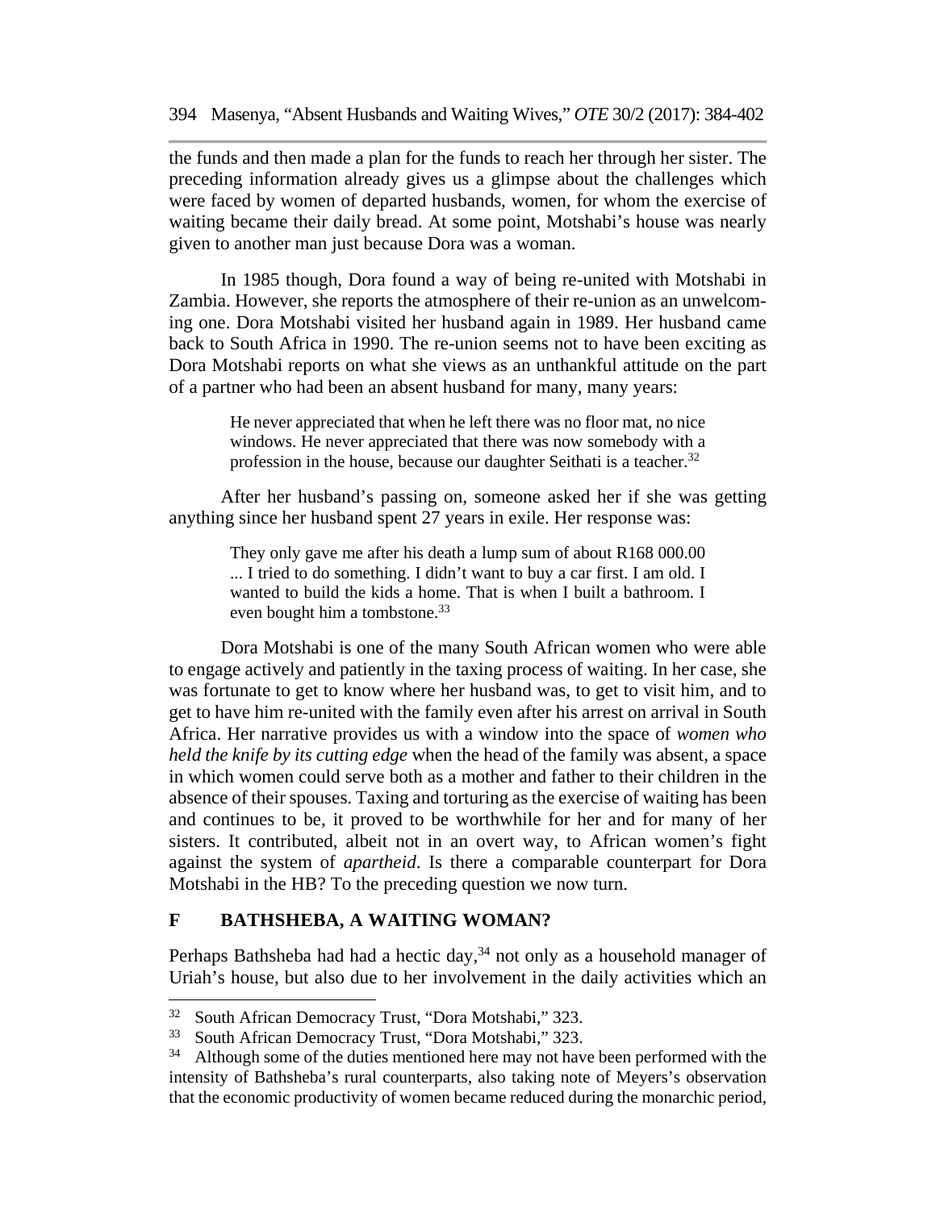the funds and then made a plan for the funds to reach her through her sister. The preceding information already gives us a glimpse about the challenges which were faced by women of departed husbands, women, for whom the exercise of waiting became their daily bread. At some point, Motshabi's house was nearly given to another man just because Dora was a woman.

In 1985 though, Dora found a way of being re-united with Motshabi in Zambia. However, she reports the atmosphere of their re-union as an unwelcoming one. Dora Motshabi visited her husband again in 1989. Her husband came back to South Africa in 1990. The re-union seems not to have been exciting as Dora Motshabi reports on what she views as an unthankful attitude on the part of a partner who had been an absent husband for many, many years:

> He never appreciated that when he left there was no floor mat, no nice windows. He never appreciated that there was now somebody with a profession in the house, because our daughter Seithati is a teacher.[32]

After her husband's passing on, someone asked her if she was getting anything since her husband spent 27 years in exile. Her response was:

> They only gave me after his death a lump sum of about R168 000.00 ... I tried to do something. I didn't want to buy a car first. I am old. I wanted to build the kids a home. That is when I built a bathroom. I even bought him a tombstone.[33]

Dora Motshabi is one of the many South African women who were able to engage actively and patiently in the taxing process of waiting. In her case, she was fortunate to get to know where her husband was, to get to visit him, and to get to have him re-united with the family even after his arrest on arrival in South Africa. Her narrative provides us with a window into the space of *women who held the knife by its cutting edge* when the head of the family was absent, a space in which women could serve both as a mother and father to their children in the absence of their spouses. Taxing and torturing as the exercise of waiting has been and continues to be, it proved to be worthwhile for her and for many of her sisters. It contributed, albeit not in an overt way, to African women's fight against the system of *apartheid*. Is there a comparable counterpart for Dora Motshabi in the HB? To the preceding question we now turn.

## F BATHSHEBA, A WAITING WOMAN?

Perhaps Bathsheba had had a hectic day,[34] not only as a household manager of Uriah's house, but also due to her involvement in the daily activities which an

---

[32] South African Democracy Trust, "Dora Motshabi," 323.

[33] South African Democracy Trust, "Dora Motshabi," 323.

[34] Although some of the duties mentioned here may not have been performed with the intensity of Bathsheba's rural counterparts, also taking note of Meyers's observation that the economic productivity of women became reduced during the monarchic period,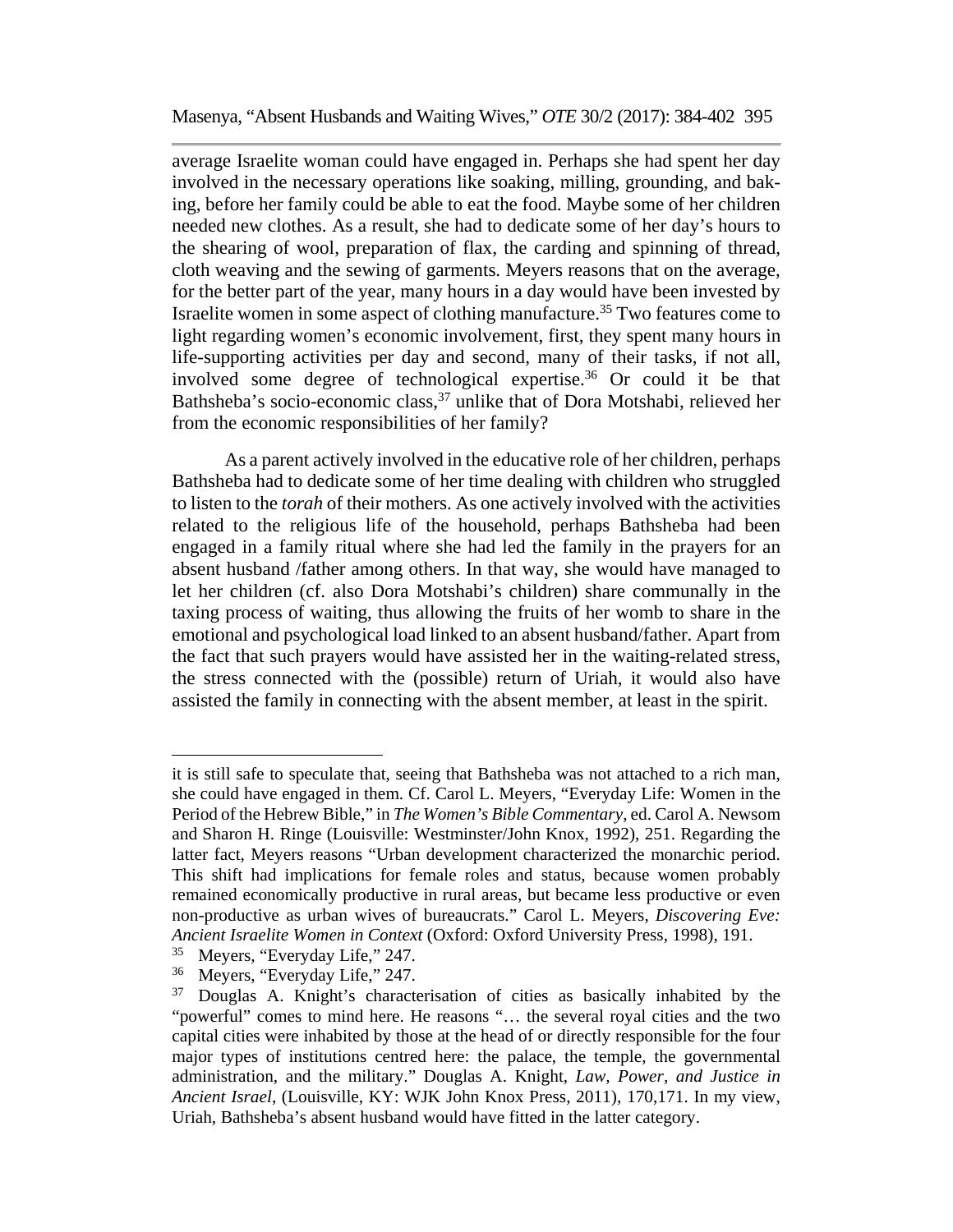average Israelite woman could have engaged in. Perhaps she had spent her day involved in the necessary operations like soaking, milling, grounding, and baking, before her family could be able to eat the food. Maybe some of her children needed new clothes. As a result, she had to dedicate some of her day's hours to the shearing of wool, preparation of flax, the carding and spinning of thread, cloth weaving and the sewing of garments. Meyers reasons that on the average, for the better part of the year, many hours in a day would have been invested by Israelite women in some aspect of clothing manufacture.[35] Two features come to light regarding women's economic involvement, first, they spent many hours in life-supporting activities per day and second, many of their tasks, if not all, involved some degree of technological expertise.[36] Or could it be that Bathsheba's socio-economic class,[37] unlike that of Dora Motshabi, relieved her from the economic responsibilities of her family?

As a parent actively involved in the educative role of her children, perhaps Bathsheba had to dedicate some of her time dealing with children who struggled to listen to the *torah* of their mothers. As one actively involved with the activities related to the religious life of the household, perhaps Bathsheba had been engaged in a family ritual where she had led the family in the prayers for an absent husband /father among others. In that way, she would have managed to let her children (cf. also Dora Motshabi's children) share communally in the taxing process of waiting, thus allowing the fruits of her womb to share in the emotional and psychological load linked to an absent husband/father. Apart from the fact that such prayers would have assisted her in the waiting-related stress, the stress connected with the (possible) return of Uriah, it would also have assisted the family in connecting with the absent member, at least in the spirit.

---

it is still safe to speculate that, seeing that Bathsheba was not attached to a rich man, she could have engaged in them. Cf. Carol L. Meyers, "Everyday Life: Women in the Period of the Hebrew Bible," in *The Women's Bible Commentary*, ed. Carol A. Newsom and Sharon H. Ringe (Louisville: Westminster/John Knox, 1992), 251. Regarding the latter fact, Meyers reasons "Urban development characterized the monarchic period. This shift had implications for female roles and status, because women probably remained economically productive in rural areas, but became less productive or even non-productive as urban wives of bureaucrats." Carol L. Meyers, *Discovering Eve: Ancient Israelite Women in Context* (Oxford: Oxford University Press, 1998), 191.

[35] Meyers, "Everyday Life," 247.

[36] Meyers, "Everyday Life," 247.

[37] Douglas A. Knight's characterisation of cities as basically inhabited by the "powerful" comes to mind here. He reasons "… the several royal cities and the two capital cities were inhabited by those at the head of or directly responsible for the four major types of institutions centred here: the palace, the temple, the governmental administration, and the military." Douglas A. Knight, *Law, Power, and Justice in Ancient Israel*, (Louisville, KY: WJK John Knox Press, 2011), 170,171. In my view, Uriah, Bathsheba's absent husband would have fitted in the latter category.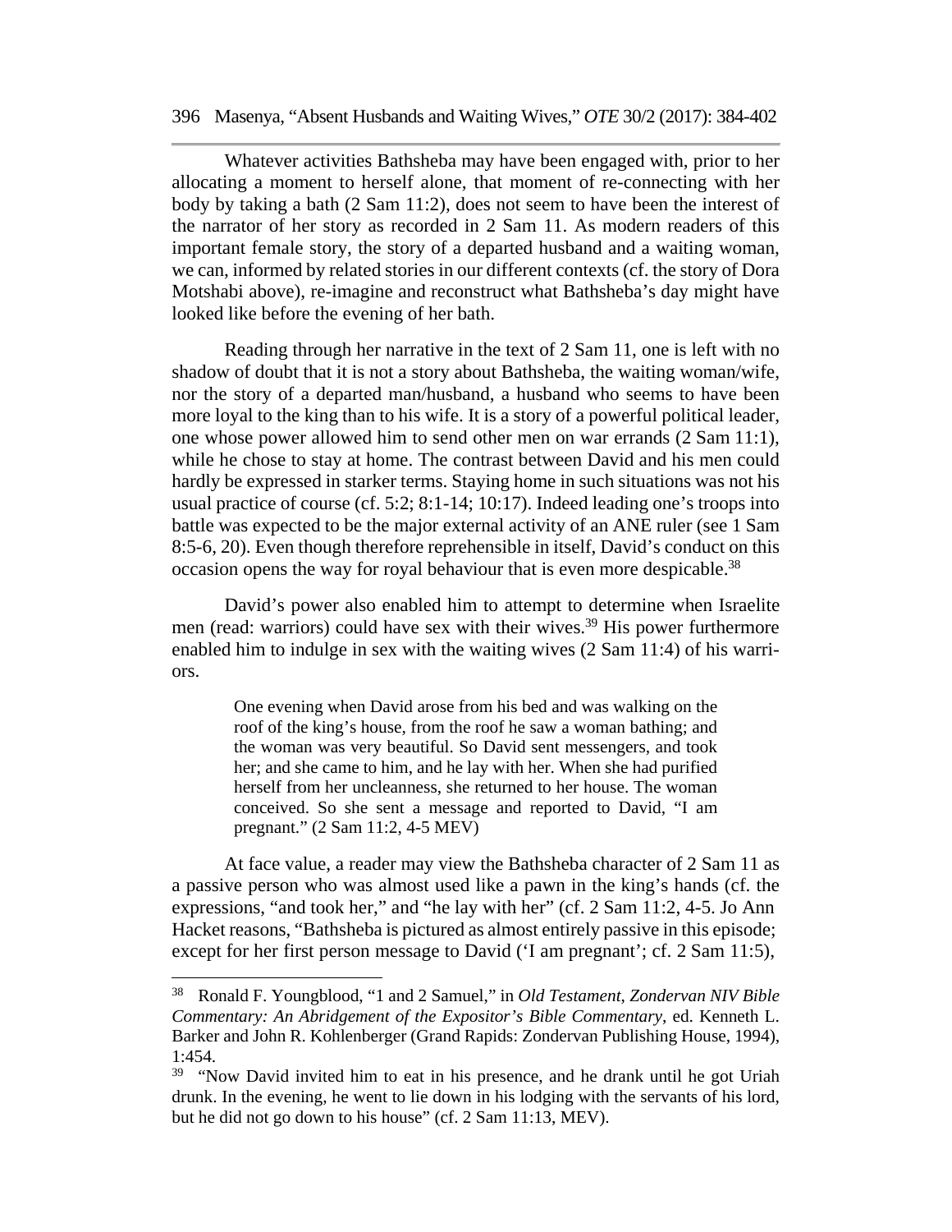Whatever activities Bathsheba may have been engaged with, prior to her allocating a moment to herself alone, that moment of re-connecting with her body by taking a bath (2 Sam 11:2), does not seem to have been the interest of the narrator of her story as recorded in 2 Sam 11. As modern readers of this important female story, the story of a departed husband and a waiting woman, we can, informed by related stories in our different contexts (cf. the story of Dora Motshabi above), re-imagine and reconstruct what Bathsheba's day might have looked like before the evening of her bath.

Reading through her narrative in the text of 2 Sam 11, one is left with no shadow of doubt that it is not a story about Bathsheba, the waiting woman/wife, nor the story of a departed man/husband, a husband who seems to have been more loyal to the king than to his wife. It is a story of a powerful political leader, one whose power allowed him to send other men on war errands (2 Sam 11:1), while he chose to stay at home. The contrast between David and his men could hardly be expressed in starker terms. Staying home in such situations was not his usual practice of course (cf. 5:2; 8:1-14; 10:17). Indeed leading one's troops into battle was expected to be the major external activity of an ANE ruler (see 1 Sam 8:5-6, 20). Even though therefore reprehensible in itself, David's conduct on this occasion opens the way for royal behaviour that is even more despicable.[38]

David's power also enabled him to attempt to determine when Israelite men (read: warriors) could have sex with their wives.[39] His power furthermore enabled him to indulge in sex with the waiting wives (2 Sam 11:4) of his warriors.

> One evening when David arose from his bed and was walking on the roof of the king's house, from the roof he saw a woman bathing; and the woman was very beautiful. So David sent messengers, and took her; and she came to him, and he lay with her. When she had purified herself from her uncleanness, she returned to her house. The woman conceived. So she sent a message and reported to David, "I am pregnant." (2 Sam 11:2, 4-5 MEV)

At face value, a reader may view the Bathsheba character of 2 Sam 11 as a passive person who was almost used like a pawn in the king's hands (cf. the expressions, "and took her," and "he lay with her" (cf. 2 Sam 11:2, 4-5. Jo Ann Hacket reasons, "Bathsheba is pictured as almost entirely passive in this episode; except for her first person message to David ('I am pregnant'; cf. 2 Sam 11:5),

---

[38] Ronald F. Youngblood, "1 and 2 Samuel," in *Old Testament, Zondervan NIV Bible Commentary: An Abridgement of the Expositor's Bible Commentary*, ed. Kenneth L. Barker and John R. Kohlenberger (Grand Rapids: Zondervan Publishing House, 1994), 1:454.

[39] "Now David invited him to eat in his presence, and he drank until he got Uriah drunk. In the evening, he went to lie down in his lodging with the servants of his lord, but he did not go down to his house" (cf. 2 Sam 11:13, MEV).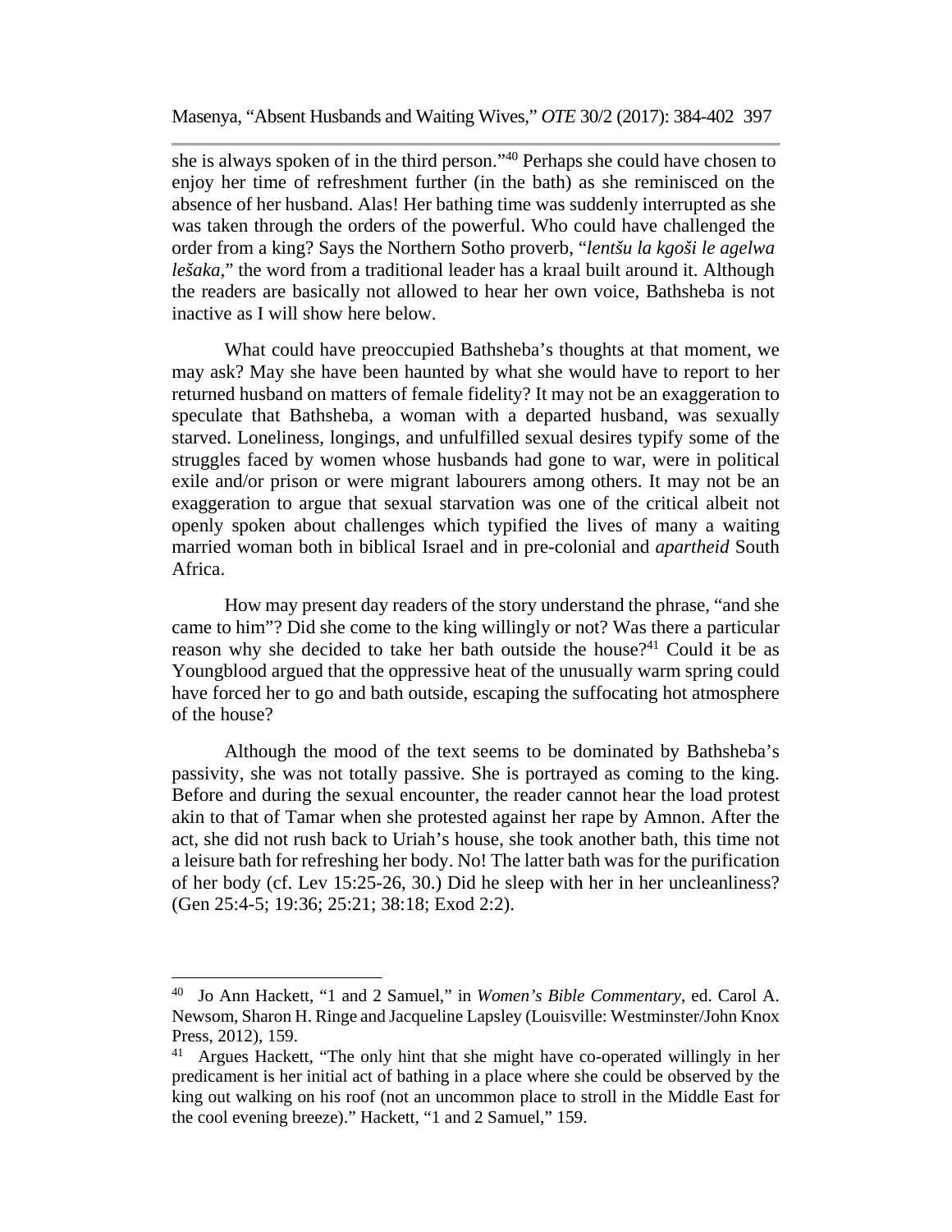she is always spoken of in the third person."[40] Perhaps she could have chosen to enjoy her time of refreshment further (in the bath) as she reminisced on the absence of her husband. Alas! Her bathing time was suddenly interrupted as she was taken through the orders of the powerful. Who could have challenged the order from a king? Says the Northern Sotho proverb, "*lentšu la kgoši le agelwa lešaka*," the word from a traditional leader has a kraal built around it. Although the readers are basically not allowed to hear her own voice, Bathsheba is not inactive as I will show here below.

What could have preoccupied Bathsheba's thoughts at that moment, we may ask? May she have been haunted by what she would have to report to her returned husband on matters of female fidelity? It may not be an exaggeration to speculate that Bathsheba, a woman with a departed husband, was sexually starved. Loneliness, longings, and unfulfilled sexual desires typify some of the struggles faced by women whose husbands had gone to war, were in political exile and/or prison or were migrant labourers among others. It may not be an exaggeration to argue that sexual starvation was one of the critical albeit not openly spoken about challenges which typified the lives of many a waiting married woman both in biblical Israel and in pre-colonial and *apartheid* South Africa.

How may present day readers of the story understand the phrase, "and she came to him"? Did she come to the king willingly or not? Was there a particular reason why she decided to take her bath outside the house?[41] Could it be as Youngblood argued that the oppressive heat of the unusually warm spring could have forced her to go and bath outside, escaping the suffocating hot atmosphere of the house?

Although the mood of the text seems to be dominated by Bathsheba's passivity, she was not totally passive. She is portrayed as coming to the king. Before and during the sexual encounter, the reader cannot hear the load protest akin to that of Tamar when she protested against her rape by Amnon. After the act, she did not rush back to Uriah's house, she took another bath, this time not a leisure bath for refreshing her body. No! The latter bath was for the purification of her body (cf. Lev 15:25-26, 30.) Did he sleep with her in her uncleanliness? (Gen 25:4-5; 19:36; 25:21; 38:18; Exod 2:2).

---

[40] Jo Ann Hackett, "1 and 2 Samuel," in *Women's Bible Commentary*, ed. Carol A. Newsom, Sharon H. Ringe and Jacqueline Lapsley (Louisville: Westminster/John Knox Press, 2012), 159.

[41] Argues Hackett, "The only hint that she might have co-operated willingly in her predicament is her initial act of bathing in a place where she could be observed by the king out walking on his roof (not an uncommon place to stroll in the Middle East for the cool evening breeze)." Hackett, "1 and 2 Samuel," 159.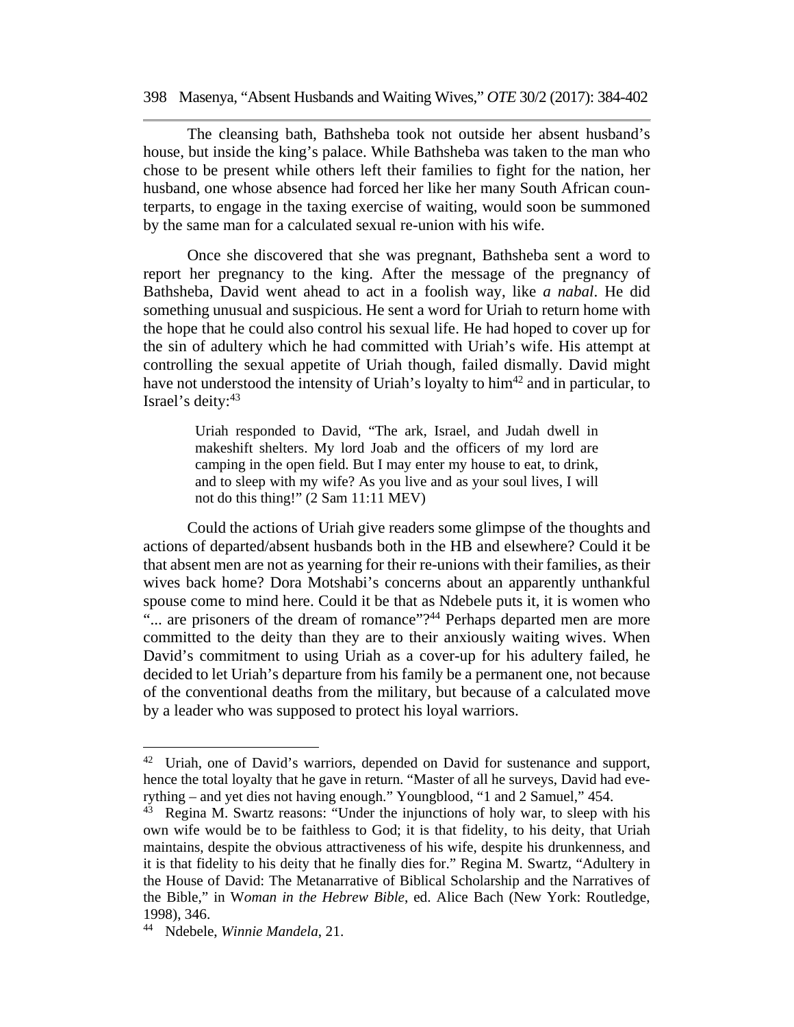The cleansing bath, Bathsheba took not outside her absent husband's house, but inside the king's palace. While Bathsheba was taken to the man who chose to be present while others left their families to fight for the nation, her husband, one whose absence had forced her like her many South African counterparts, to engage in the taxing exercise of waiting, would soon be summoned by the same man for a calculated sexual re-union with his wife.

Once she discovered that she was pregnant, Bathsheba sent a word to report her pregnancy to the king. After the message of the pregnancy of Bathsheba, David went ahead to act in a foolish way, like *a nabal*. He did something unusual and suspicious. He sent a word for Uriah to return home with the hope that he could also control his sexual life. He had hoped to cover up for the sin of adultery which he had committed with Uriah's wife. His attempt at controlling the sexual appetite of Uriah though, failed dismally. David might have not understood the intensity of Uriah's loyalty to him[42] and in particular, to Israel's deity:[43]

> Uriah responded to David, "The ark, Israel, and Judah dwell in makeshift shelters. My lord Joab and the officers of my lord are camping in the open field. But I may enter my house to eat, to drink, and to sleep with my wife? As you live and as your soul lives, I will not do this thing!" (2 Sam 11:11 MEV)

Could the actions of Uriah give readers some glimpse of the thoughts and actions of departed/absent husbands both in the HB and elsewhere? Could it be that absent men are not as yearning for their re-unions with their families, as their wives back home? Dora Motshabi's concerns about an apparently unthankful spouse come to mind here. Could it be that as Ndebele puts it, it is women who "... are prisoners of the dream of romance"?[44] Perhaps departed men are more committed to the deity than they are to their anxiously waiting wives. When David's commitment to using Uriah as a cover-up for his adultery failed, he decided to let Uriah's departure from his family be a permanent one, not because of the conventional deaths from the military, but because of a calculated move by a leader who was supposed to protect his loyal warriors.

---

[42] Uriah, one of David's warriors, depended on David for sustenance and support, hence the total loyalty that he gave in return. "Master of all he surveys, David had everything – and yet dies not having enough." Youngblood, "1 and 2 Samuel," 454.

[43] Regina M. Swartz reasons: "Under the injunctions of holy war, to sleep with his own wife would be to be faithless to God; it is that fidelity, to his deity, that Uriah maintains, despite the obvious attractiveness of his wife, despite his drunkenness, and it is that fidelity to his deity that he finally dies for." Regina M. Swartz, "Adultery in the House of David: The Metanarrative of Biblical Scholarship and the Narratives of the Bible," in W*oman in the Hebrew Bible*, ed. Alice Bach (New York: Routledge, 1998), 346.

[44] Ndebele, *Winnie Mandela*, 21.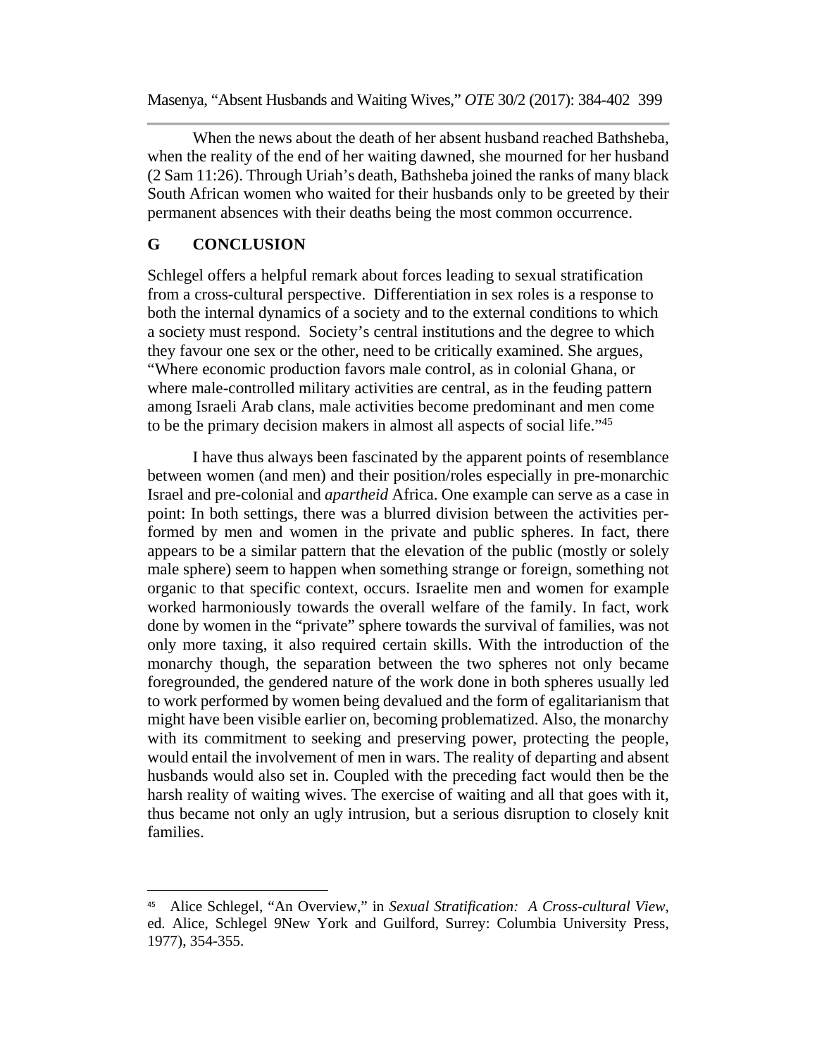When the news about the death of her absent husband reached Bathsheba, when the reality of the end of her waiting dawned, she mourned for her husband (2 Sam 11:26). Through Uriah's death, Bathsheba joined the ranks of many black South African women who waited for their husbands only to be greeted by their permanent absences with their deaths being the most common occurrence.

## G CONCLUSION

Schlegel offers a helpful remark about forces leading to sexual stratification from a cross-cultural perspective. Differentiation in sex roles is a response to both the internal dynamics of a society and to the external conditions to which a society must respond. Society's central institutions and the degree to which they favour one sex or the other, need to be critically examined. She argues, "Where economic production favors male control, as in colonial Ghana, or where male-controlled military activities are central, as in the feuding pattern among Israeli Arab clans, male activities become predominant and men come to be the primary decision makers in almost all aspects of social life."[45]

I have thus always been fascinated by the apparent points of resemblance between women (and men) and their position/roles especially in pre-monarchic Israel and pre-colonial and *apartheid* Africa. One example can serve as a case in point: In both settings, there was a blurred division between the activities performed by men and women in the private and public spheres. In fact, there appears to be a similar pattern that the elevation of the public (mostly or solely male sphere) seem to happen when something strange or foreign, something not organic to that specific context, occurs. Israelite men and women for example worked harmoniously towards the overall welfare of the family. In fact, work done by women in the "private" sphere towards the survival of families, was not only more taxing, it also required certain skills. With the introduction of the monarchy though, the separation between the two spheres not only became foregrounded, the gendered nature of the work done in both spheres usually led to work performed by women being devalued and the form of egalitarianism that might have been visible earlier on, becoming problematized. Also, the monarchy with its commitment to seeking and preserving power, protecting the people, would entail the involvement of men in wars. The reality of departing and absent husbands would also set in. Coupled with the preceding fact would then be the harsh reality of waiting wives. The exercise of waiting and all that goes with it, thus became not only an ugly intrusion, but a serious disruption to closely knit families.

---

[45] Alice Schlegel, "An Overview," in *Sexual Stratification: A Cross-cultural View*, ed. Alice, Schlegel 9New York and Guilford, Surrey: Columbia University Press, 1977), 354-355.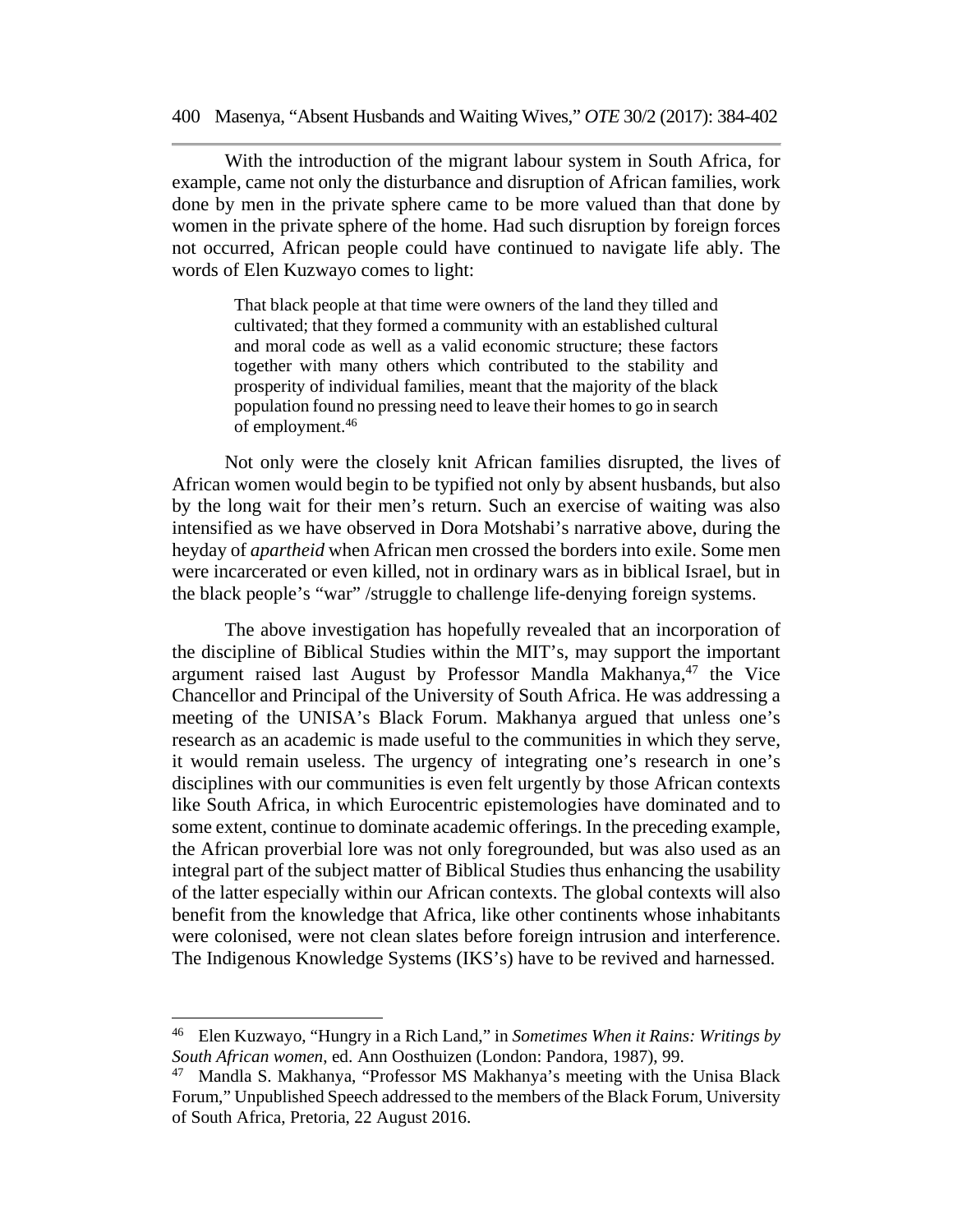With the introduction of the migrant labour system in South Africa, for example, came not only the disturbance and disruption of African families, work done by men in the private sphere came to be more valued than that done by women in the private sphere of the home. Had such disruption by foreign forces not occurred, African people could have continued to navigate life ably. The words of Elen Kuzwayo comes to light:

> That black people at that time were owners of the land they tilled and cultivated; that they formed a community with an established cultural and moral code as well as a valid economic structure; these factors together with many others which contributed to the stability and prosperity of individual families, meant that the majority of the black population found no pressing need to leave their homes to go in search of employment.[46]

Not only were the closely knit African families disrupted, the lives of African women would begin to be typified not only by absent husbands, but also by the long wait for their men's return. Such an exercise of waiting was also intensified as we have observed in Dora Motshabi's narrative above, during the heyday of *apartheid* when African men crossed the borders into exile. Some men were incarcerated or even killed, not in ordinary wars as in biblical Israel, but in the black people's "war" /struggle to challenge life-denying foreign systems.

The above investigation has hopefully revealed that an incorporation of the discipline of Biblical Studies within the MIT's, may support the important argument raised last August by Professor Mandla Makhanya,[47] the Vice Chancellor and Principal of the University of South Africa. He was addressing a meeting of the UNISA's Black Forum. Makhanya argued that unless one's research as an academic is made useful to the communities in which they serve, it would remain useless. The urgency of integrating one's research in one's disciplines with our communities is even felt urgently by those African contexts like South Africa, in which Eurocentric epistemologies have dominated and to some extent, continue to dominate academic offerings. In the preceding example, the African proverbial lore was not only foregrounded, but was also used as an integral part of the subject matter of Biblical Studies thus enhancing the usability of the latter especially within our African contexts. The global contexts will also benefit from the knowledge that Africa, like other continents whose inhabitants were colonised, were not clean slates before foreign intrusion and interference. The Indigenous Knowledge Systems (IKS's) have to be revived and harnessed.

---

[46] Elen Kuzwayo, "Hungry in a Rich Land," in *Sometimes When it Rains: Writings by South African women*, ed. Ann Oosthuizen (London: Pandora, 1987), 99.

[47] Mandla S. Makhanya, "Professor MS Makhanya's meeting with the Unisa Black Forum," Unpublished Speech addressed to the members of the Black Forum, University of South Africa, Pretoria, 22 August 2016.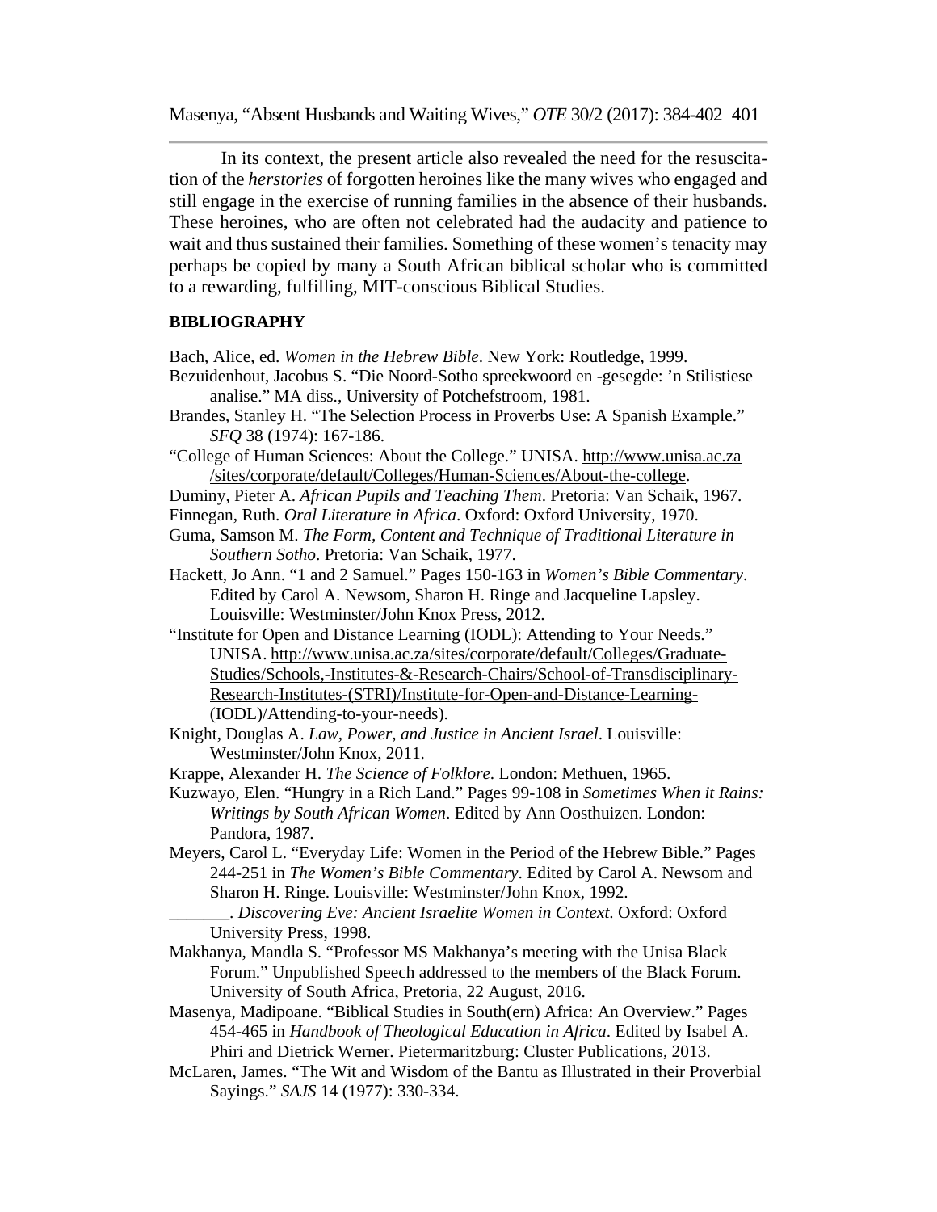In its context, the present article also revealed the need for the resuscitation of the *herstories* of forgotten heroines like the many wives who engaged and still engage in the exercise of running families in the absence of their husbands. These heroines, who are often not celebrated had the audacity and patience to wait and thus sustained their families. Something of these women's tenacity may perhaps be copied by many a South African biblical scholar who is committed to a rewarding, fulfilling, MIT-conscious Biblical Studies.

## BIBLIOGRAPHY

Bach, Alice, ed. *Women in the Hebrew Bible*. New York: Routledge, 1999.

Bezuidenhout, Jacobus S. "Die Noord-Sotho spreekwoord en -gesegde: 'n Stilistiese analise." MA diss., University of Potchefstroom, 1981.

Brandes, Stanley H. "The Selection Process in Proverbs Use: A Spanish Example." *SFQ* 38 (1974): 167-186.

"College of Human Sciences: About the College." UNISA. http://www.unisa.ac.za/sites/corporate/default/Colleges/Human-Sciences/About-the-college.

Duminy, Pieter A. *African Pupils and Teaching Them*. Pretoria: Van Schaik, 1967.

Finnegan, Ruth. *Oral Literature in Africa*. Oxford: Oxford University, 1970.

Guma, Samson M. *The Form, Content and Technique of Traditional Literature in Southern Sotho*. Pretoria: Van Schaik, 1977.

Hackett, Jo Ann. "1 and 2 Samuel." Pages 150-163 in *Women's Bible Commentary*. Edited by Carol A. Newsom, Sharon H. Ringe and Jacqueline Lapsley. Louisville: Westminster/John Knox Press, 2012.

"Institute for Open and Distance Learning (IODL): Attending to Your Needs." UNISA. http://www.unisa.ac.za/sites/corporate/default/Colleges/Graduate-Studies/Schools,-Institutes-&-Research-Chairs/School-of-Transdisciplinary-Research-Institutes-(STRI)/Institute-for-Open-and-Distance-Learning-(IODL)/Attending-to-your-needs).

Knight, Douglas A. *Law, Power, and Justice in Ancient Israel*. Louisville: Westminster/John Knox, 2011.

Krappe, Alexander H. *The Science of Folklore*. London: Methuen, 1965.

Kuzwayo, Elen. "Hungry in a Rich Land." Pages 99-108 in *Sometimes When it Rains: Writings by South African Women*. Edited by Ann Oosthuizen. London: Pandora, 1987.

Meyers, Carol L. "Everyday Life: Women in the Period of the Hebrew Bible." Pages 244-251 in *The Women's Bible Commentary*. Edited by Carol A. Newsom and Sharon H. Ringe. Louisville: Westminster/John Knox, 1992.

_______. *Discovering Eve: Ancient Israelite Women in Context*. Oxford: Oxford University Press, 1998.

Makhanya, Mandla S. "Professor MS Makhanya's meeting with the Unisa Black Forum." Unpublished Speech addressed to the members of the Black Forum. University of South Africa, Pretoria, 22 August, 2016.

Masenya, Madipoane. "Biblical Studies in South(ern) Africa: An Overview." Pages 454-465 in *Handbook of Theological Education in Africa*. Edited by Isabel A. Phiri and Dietrick Werner. Pietermaritzburg: Cluster Publications, 2013.

McLaren, James. "The Wit and Wisdom of the Bantu as Illustrated in their Proverbial Sayings." *SAJS* 14 (1977): 330-334.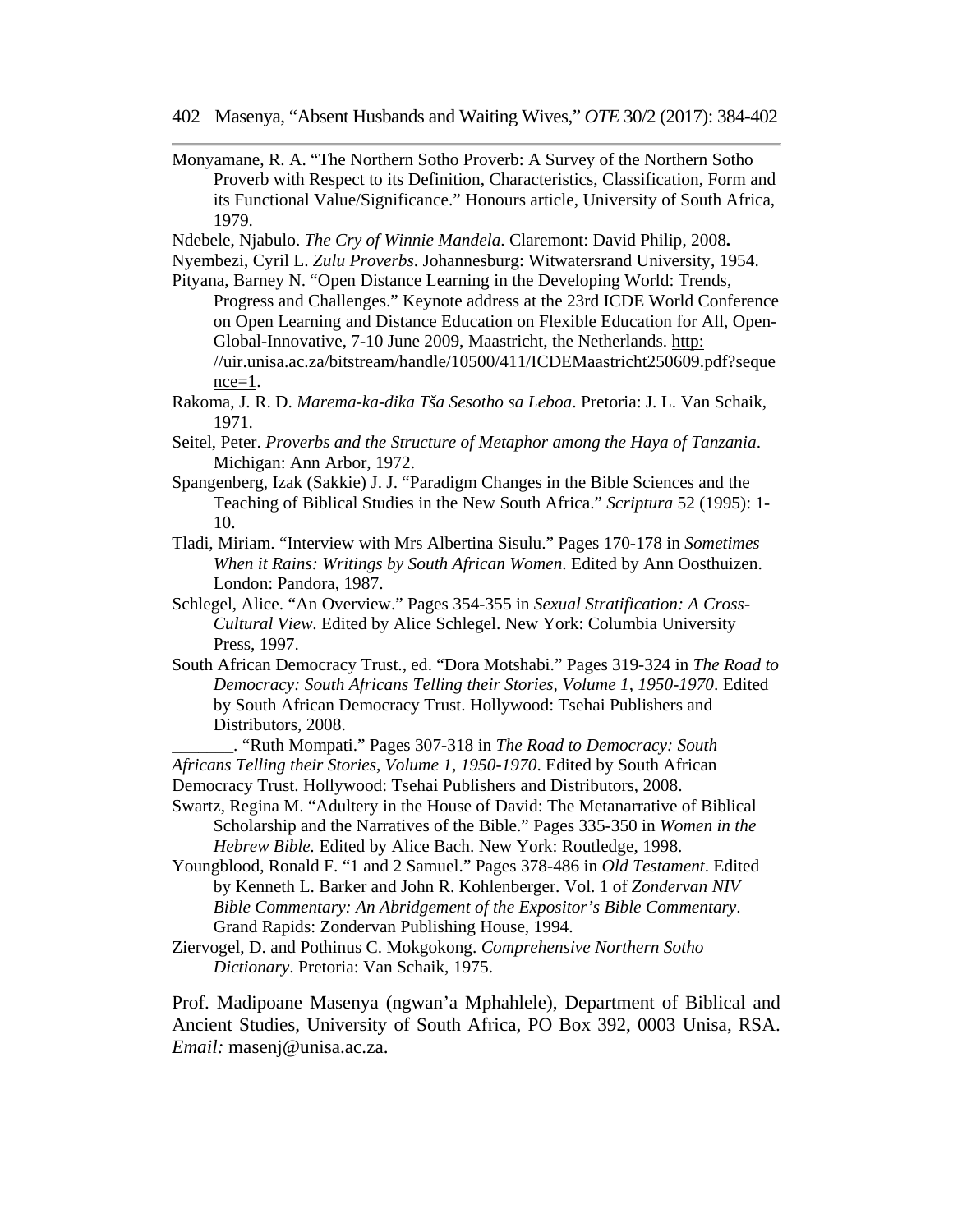Monyamane, R. A. "The Northern Sotho Proverb: A Survey of the Northern Sotho Proverb with Respect to its Definition, Characteristics, Classification, Form and its Functional Value/Significance." Honours article, University of South Africa, 1979.

Ndebele, Njabulo. *The Cry of Winnie Mandela*. Claremont: David Philip, 2008**.**

Nyembezi, Cyril L. *Zulu Proverbs*. Johannesburg: Witwatersrand University, 1954.

Pityana, Barney N. "Open Distance Learning in the Developing World: Trends, Progress and Challenges." Keynote address at the 23rd ICDE World Conference on Open Learning and Distance Education on Flexible Education for All, Open-Global-Innovative, 7-10 June 2009, Maastricht, the Netherlands. http://uir.unisa.ac.za/bitstream/handle/10500/411/ICDEMaastricht250609.pdf?sequence=1.

Rakoma, J. R. D. *Marema-ka-dika Tša Sesotho sa Leboa*. Pretoria: J. L. Van Schaik, 1971.

Seitel, Peter. *Proverbs and the Structure of Metaphor among the Haya of Tanzania*. Michigan: Ann Arbor, 1972.

Spangenberg, Izak (Sakkie) J. J. "Paradigm Changes in the Bible Sciences and the Teaching of Biblical Studies in the New South Africa." *Scriptura* 52 (1995): 1-10.

Tladi, Miriam. "Interview with Mrs Albertina Sisulu." Pages 170-178 in *Sometimes When it Rains: Writings by South African Women*. Edited by Ann Oosthuizen. London: Pandora, 1987.

Schlegel, Alice. "An Overview." Pages 354-355 in *Sexual Stratification: A Cross-Cultural View*. Edited by Alice Schlegel. New York: Columbia University Press, 1997.

South African Democracy Trust., ed. "Dora Motshabi." Pages 319-324 in *The Road to Democracy: South Africans Telling their Stories, Volume 1, 1950-1970*. Edited by South African Democracy Trust. Hollywood: Tsehai Publishers and Distributors, 2008.

_______. "Ruth Mompati." Pages 307-318 in *The Road to Democracy: South Africans Telling their Stories, Volume 1, 1950-1970*. Edited by South African Democracy Trust. Hollywood: Tsehai Publishers and Distributors, 2008.

Swartz, Regina M. "Adultery in the House of David: The Metanarrative of Biblical Scholarship and the Narratives of the Bible." Pages 335-350 in *Women in the Hebrew Bible.* Edited by Alice Bach. New York: Routledge, 1998.

Youngblood, Ronald F. "1 and 2 Samuel." Pages 378-486 in *Old Testament*. Edited by Kenneth L. Barker and John R. Kohlenberger. Vol. 1 of *Zondervan NIV Bible Commentary: An Abridgement of the Expositor's Bible Commentary*. Grand Rapids: Zondervan Publishing House, 1994.

Ziervogel, D. and Pothinus C. Mokgokong. *Comprehensive Northern Sotho Dictionary*. Pretoria: Van Schaik, 1975.

Prof. Madipoane Masenya (ngwan'a Mphahlele), Department of Biblical and Ancient Studies, University of South Africa, PO Box 392, 0003 Unisa, RSA. *Email:* masenj@unisa.ac.za.